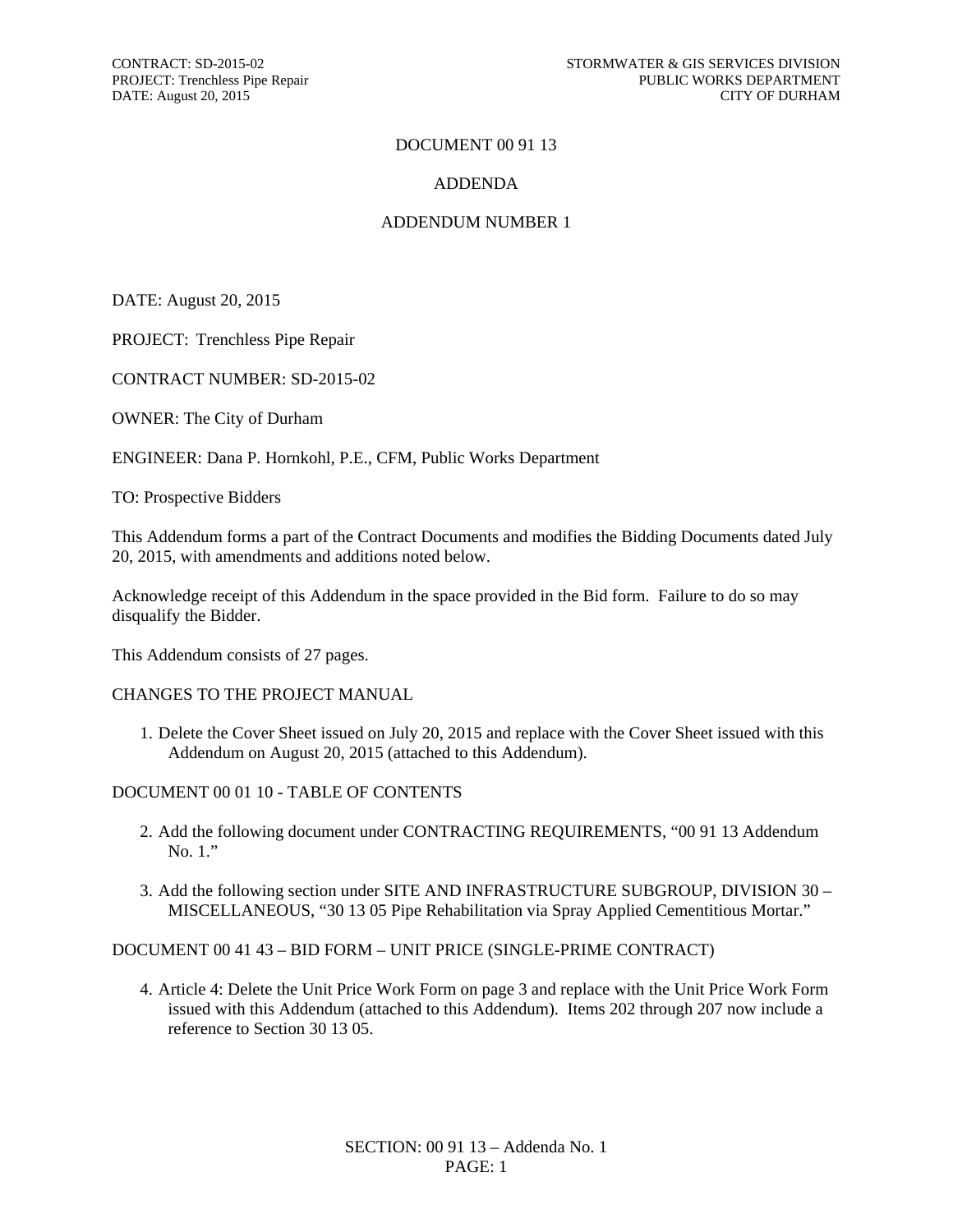# DOCUMENT 00 91 13

## ADDENDA

## ADDENDUM NUMBER 1

DATE: August 20, 2015

PROJECT: Trenchless Pipe Repair

CONTRACT NUMBER: SD-2015-02

OWNER: The City of Durham

ENGINEER: Dana P. Hornkohl, P.E., CFM, Public Works Department

TO: Prospective Bidders

This Addendum forms a part of the Contract Documents and modifies the Bidding Documents dated July 20, 2015, with amendments and additions noted below.

Acknowledge receipt of this Addendum in the space provided in the Bid form. Failure to do so may disqualify the Bidder.

This Addendum consists of 27 pages.

CHANGES TO THE PROJECT MANUAL

1. Delete the Cover Sheet issued on July 20, 2015 and replace with the Cover Sheet issued with this Addendum on August 20, 2015 (attached to this Addendum).

DOCUMENT 00 01 10 - TABLE OF CONTENTS

2. Add the following document under CONTRACTING REQUIREMENTS, "00 91 13 Addendum No. 1."
3. Add the following section under SITE AND INFRASTRUCTURE SUBGROUP, DIVISION 30 – MISCELLANEOUS, "30 13 05 Pipe Rehabilitation via Spray Applied Cementitious Mortar."

DOCUMENT 00 41 43 – BID FORM – UNIT PRICE (SINGLE-PRIME CONTRACT)

4. Article 4: Delete the Unit Price Work Form on page 3 and replace with the Unit Price Work Form issued with this Addendum (attached to this Addendum). Items 202 through 207 now include a reference to Section 30 13 05.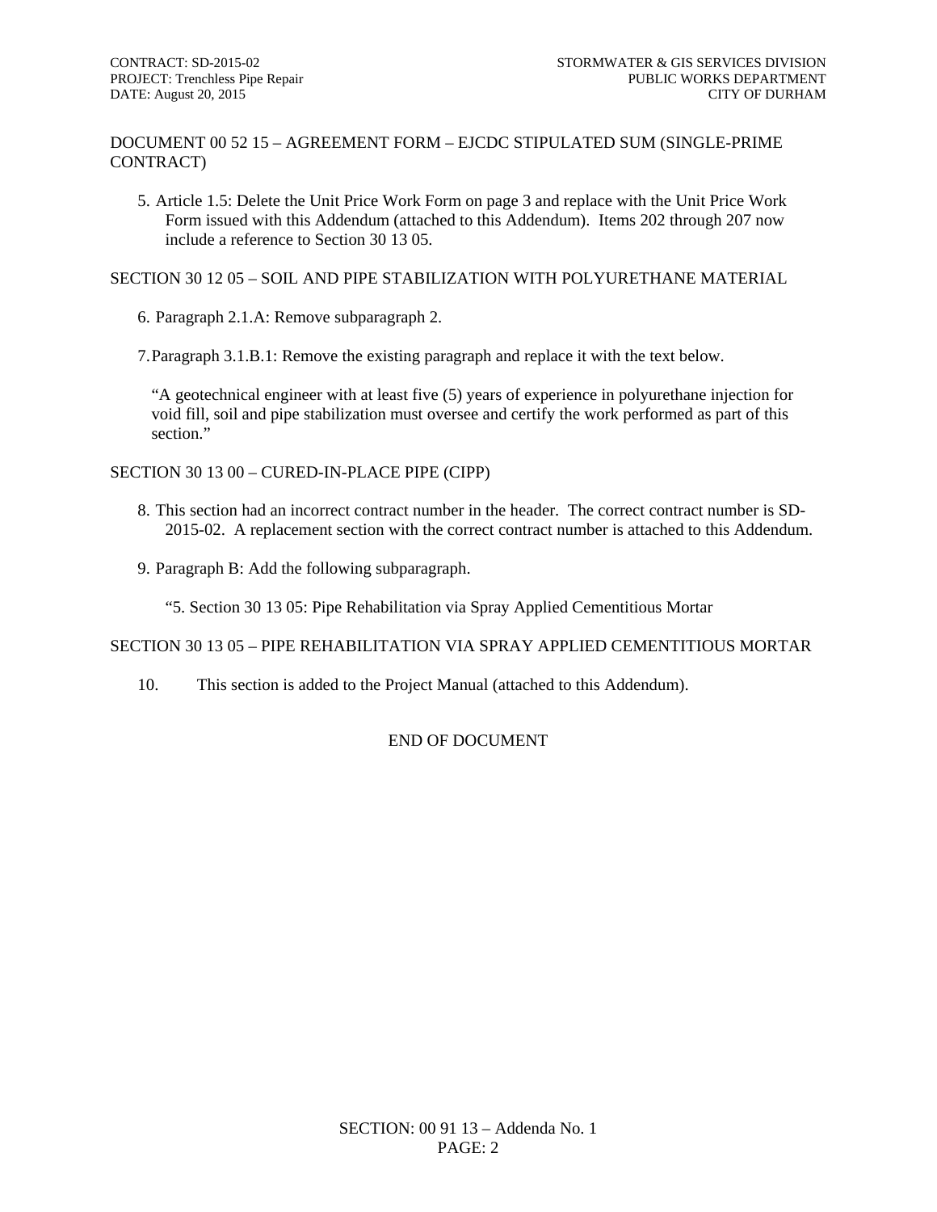DOCUMENT 00 52 15 – AGREEMENT FORM – EJCDC STIPULATED SUM (SINGLE-PRIME CONTRACT)

5. Article 1.5: Delete the Unit Price Work Form on page 3 and replace with the Unit Price Work Form issued with this Addendum (attached to this Addendum). Items 202 through 207 now include a reference to Section 30 13 05.

SECTION 30 12 05 – SOIL AND PIPE STABILIZATION WITH POLYURETHANE MATERIAL

6. Paragraph 2.1.A: Remove subparagraph 2.

7. Paragraph 3.1.B.1: Remove the existing paragraph and replace it with the text below.

   "A geotechnical engineer with at least five (5) years of experience in polyurethane injection for void fill, soil and pipe stabilization must oversee and certify the work performed as part of this section."

SECTION 30 13 00 – CURED-IN-PLACE PIPE (CIPP)

8. This section had an incorrect contract number in the header. The correct contract number is SD-2015-02. A replacement section with the correct contract number is attached to this Addendum.

9. Paragraph B: Add the following subparagraph.

   "5. Section 30 13 05: Pipe Rehabilitation via Spray Applied Cementitious Mortar

SECTION 30 13 05 – PIPE REHABILITATION VIA SPRAY APPLIED CEMENTITIOUS MORTAR

10. This section is added to the Project Manual (attached to this Addendum).

END OF DOCUMENT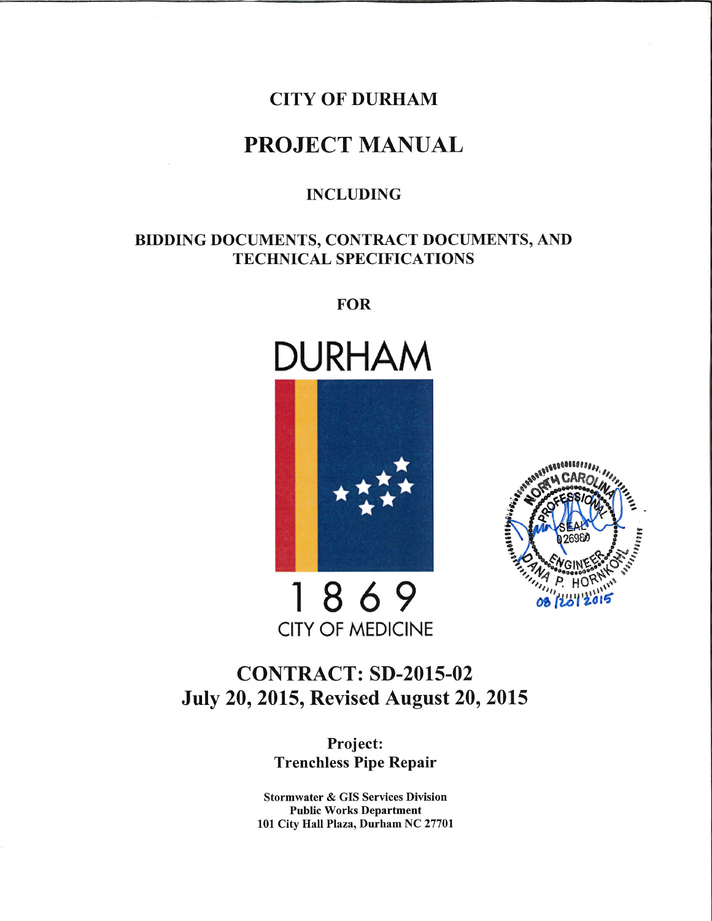# CITY OF DURHAM

# PROJECT MANUAL

## INCLUDING

## BIDDING DOCUMENTS, CONTRACT DOCUMENTS, AND TECHNICAL SPECIFICATIONS

## FOR

DURHAM

1869

CITY OF MEDICINE

NORTH CAROLINA PROFESSIONAL ENGINEER SEAL 026980 DANA P. HORNKOHL 08/20/2015

# CONTRACT: SD-2015-02

## July 20, 2015, Revised August 20, 2015

**Project:**
**Trenchless Pipe Repair**

**Stormwater & GIS Services Division**
**Public Works Department**
**101 City Hall Plaza, Durham NC 27701**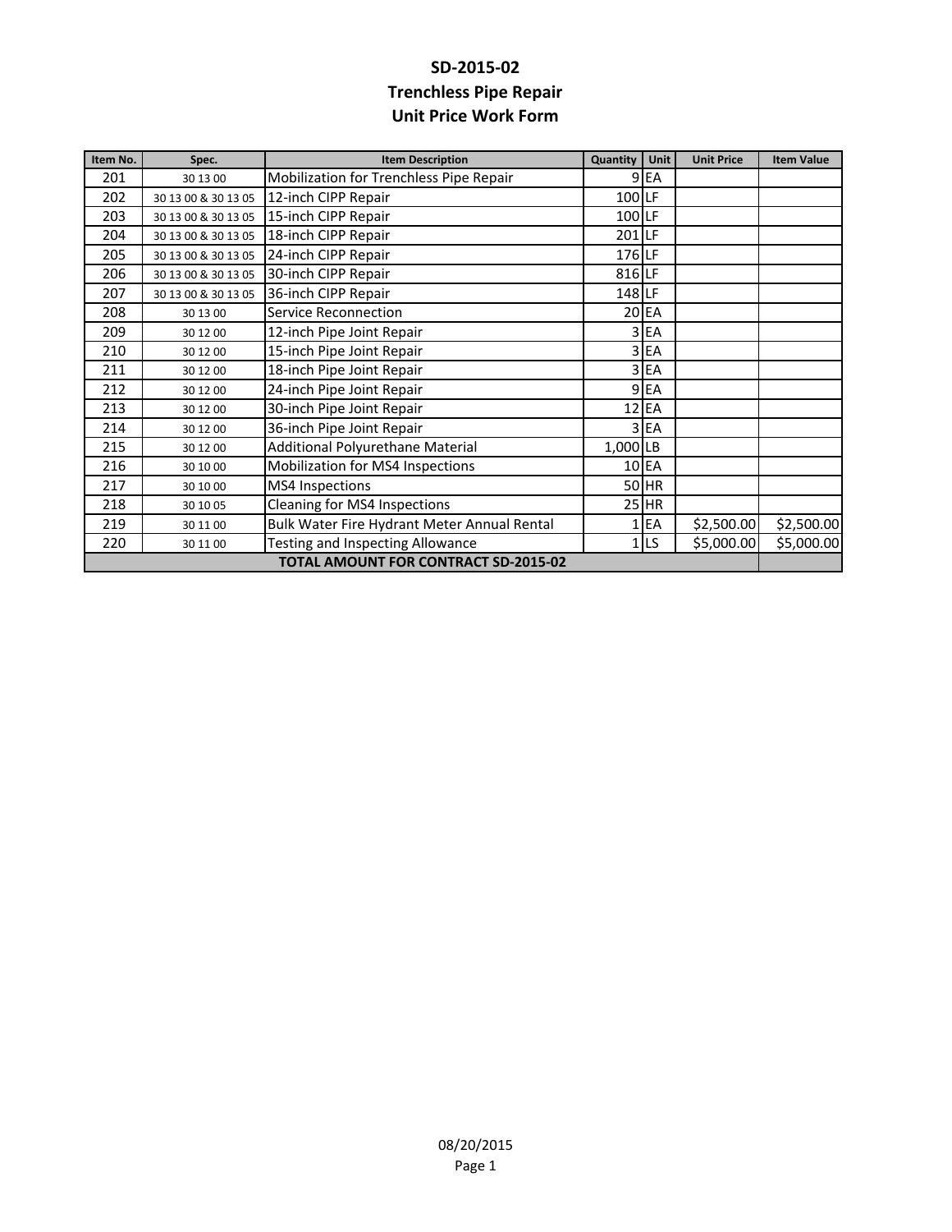# SD-2015-02
## Trenchless Pipe Repair
## Unit Price Work Form

| Item No. | Spec. | Item Description | Quantity | Unit | Unit Price | Item Value |
|---|---|---|---|---|---|---|
| 201 | 30 13 00 | Mobilization for Trenchless Pipe Repair | 9 | EA | | |
| 202 | 30 13 00 & 30 13 05 | 12-inch CIPP Repair | 100 | LF | | |
| 203 | 30 13 00 & 30 13 05 | 15-inch CIPP Repair | 100 | LF | | |
| 204 | 30 13 00 & 30 13 05 | 18-inch CIPP Repair | 201 | LF | | |
| 205 | 30 13 00 & 30 13 05 | 24-inch CIPP Repair | 176 | LF | | |
| 206 | 30 13 00 & 30 13 05 | 30-inch CIPP Repair | 816 | LF | | |
| 207 | 30 13 00 & 30 13 05 | 36-inch CIPP Repair | 148 | LF | | |
| 208 | 30 13 00 | Service Reconnection | 20 | EA | | |
| 209 | 30 12 00 | 12-inch Pipe Joint Repair | 3 | EA | | |
| 210 | 30 12 00 | 15-inch Pipe Joint Repair | 3 | EA | | |
| 211 | 30 12 00 | 18-inch Pipe Joint Repair | 3 | EA | | |
| 212 | 30 12 00 | 24-inch Pipe Joint Repair | 9 | EA | | |
| 213 | 30 12 00 | 30-inch Pipe Joint Repair | 12 | EA | | |
| 214 | 30 12 00 | 36-inch Pipe Joint Repair | 3 | EA | | |
| 215 | 30 12 00 | Additional Polyurethane Material | 1,000 | LB | | |
| 216 | 30 10 00 | Mobilization for MS4 Inspections | 10 | EA | | |
| 217 | 30 10 00 | MS4 Inspections | 50 | HR | | |
| 218 | 30 10 05 | Cleaning for MS4 Inspections | 25 | HR | | |
| 219 | 30 11 00 | Bulk Water Fire Hydrant Meter Annual Rental | 1 | EA | $2,500.00 | $2,500.00 |
| 220 | 30 11 00 | Testing and Inspecting Allowance | 1 | LS | $5,000.00 | $5,000.00 |
| **TOTAL AMOUNT FOR CONTRACT SD-2015-02** | | | | | | |

08/20/2015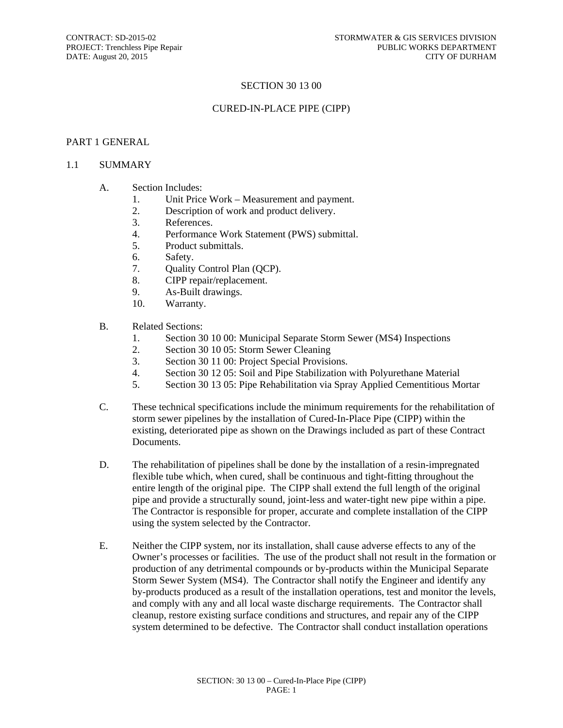# SECTION 30 13 00

# CURED-IN-PLACE PIPE (CIPP)

## PART 1 GENERAL

### 1.1 SUMMARY

A. Section Includes:
   1. Unit Price Work – Measurement and payment.
   2. Description of work and product delivery.
   3. References.
   4. Performance Work Statement (PWS) submittal.
   5. Product submittals.
   6. Safety.
   7. Quality Control Plan (QCP).
   8. CIPP repair/replacement.
   9. As-Built drawings.
   10. Warranty.

B. Related Sections:
   1. Section 30 10 00: Municipal Separate Storm Sewer (MS4) Inspections
   2. Section 30 10 05: Storm Sewer Cleaning
   3. Section 30 11 00: Project Special Provisions.
   4. Section 30 12 05: Soil and Pipe Stabilization with Polyurethane Material
   5. Section 30 13 05: Pipe Rehabilitation via Spray Applied Cementitious Mortar

C. These technical specifications include the minimum requirements for the rehabilitation of storm sewer pipelines by the installation of Cured-In-Place Pipe (CIPP) within the existing, deteriorated pipe as shown on the Drawings included as part of these Contract Documents.

D. The rehabilitation of pipelines shall be done by the installation of a resin-impregnated flexible tube which, when cured, shall be continuous and tight-fitting throughout the entire length of the original pipe. The CIPP shall extend the full length of the original pipe and provide a structurally sound, joint-less and water-tight new pipe within a pipe. The Contractor is responsible for proper, accurate and complete installation of the CIPP using the system selected by the Contractor.

E. Neither the CIPP system, nor its installation, shall cause adverse effects to any of the Owner's processes or facilities. The use of the product shall not result in the formation or production of any detrimental compounds or by-products within the Municipal Separate Storm Sewer System (MS4). The Contractor shall notify the Engineer and identify any by-products produced as a result of the installation operations, test and monitor the levels, and comply with any and all local waste discharge requirements. The Contractor shall cleanup, restore existing surface conditions and structures, and repair any of the CIPP system determined to be defective. The Contractor shall conduct installation operations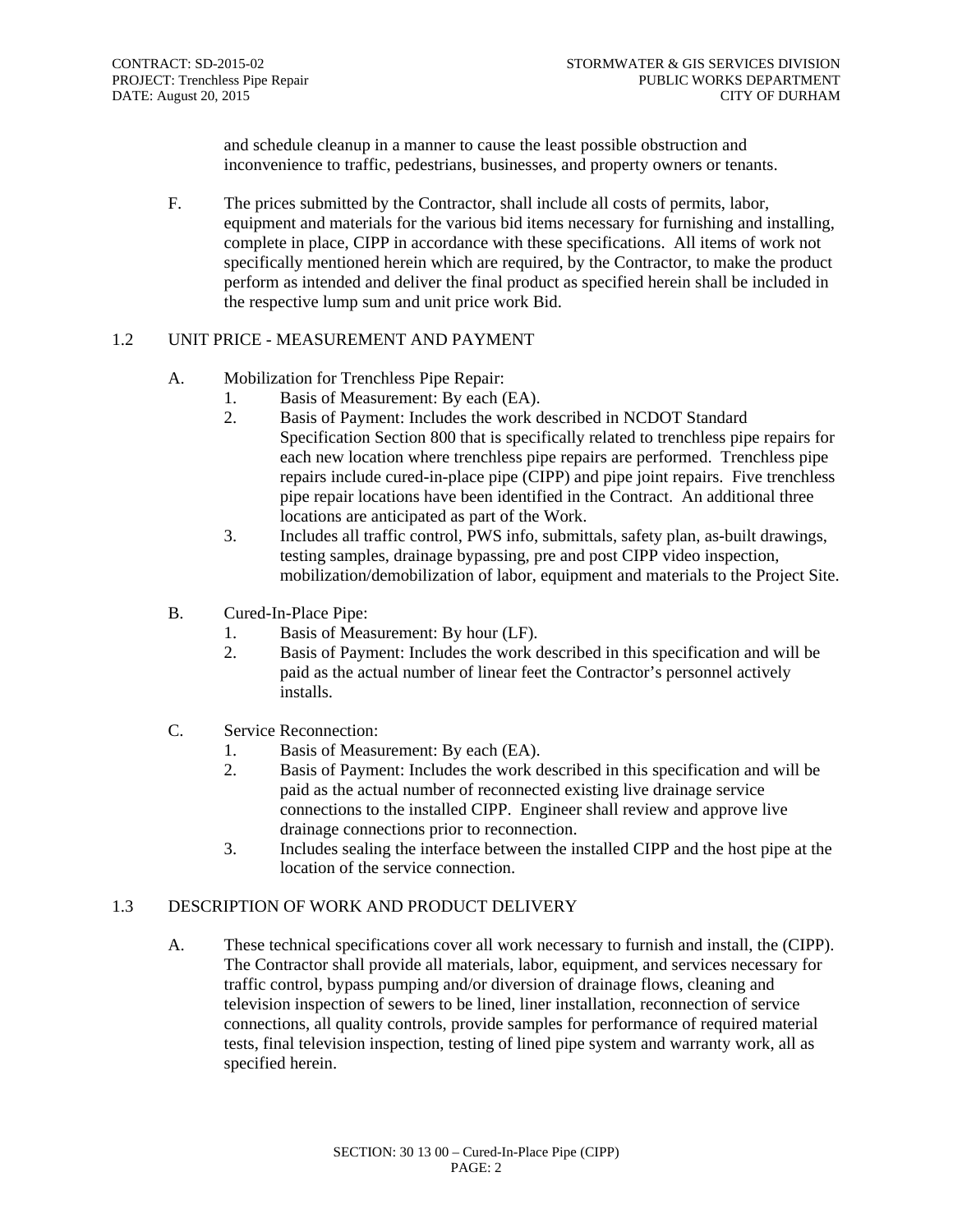and schedule cleanup in a manner to cause the least possible obstruction and inconvenience to traffic, pedestrians, businesses, and property owners or tenants.

F. The prices submitted by the Contractor, shall include all costs of permits, labor, equipment and materials for the various bid items necessary for furnishing and installing, complete in place, CIPP in accordance with these specifications. All items of work not specifically mentioned herein which are required, by the Contractor, to make the product perform as intended and deliver the final product as specified herein shall be included in the respective lump sum and unit price work Bid.

## 1.2 UNIT PRICE - MEASUREMENT AND PAYMENT

A. Mobilization for Trenchless Pipe Repair:
   1. Basis of Measurement: By each (EA).
   2. Basis of Payment: Includes the work described in NCDOT Standard Specification Section 800 that is specifically related to trenchless pipe repairs for each new location where trenchless pipe repairs are performed. Trenchless pipe repairs include cured-in-place pipe (CIPP) and pipe joint repairs. Five trenchless pipe repair locations have been identified in the Contract. An additional three locations are anticipated as part of the Work.
   3. Includes all traffic control, PWS info, submittals, safety plan, as-built drawings, testing samples, drainage bypassing, pre and post CIPP video inspection, mobilization/demobilization of labor, equipment and materials to the Project Site.

B. Cured-In-Place Pipe:
   1. Basis of Measurement: By hour (LF).
   2. Basis of Payment: Includes the work described in this specification and will be paid as the actual number of linear feet the Contractor's personnel actively installs.

C. Service Reconnection:
   1. Basis of Measurement: By each (EA).
   2. Basis of Payment: Includes the work described in this specification and will be paid as the actual number of reconnected existing live drainage service connections to the installed CIPP. Engineer shall review and approve live drainage connections prior to reconnection.
   3. Includes sealing the interface between the installed CIPP and the host pipe at the location of the service connection.

## 1.3 DESCRIPTION OF WORK AND PRODUCT DELIVERY

A. These technical specifications cover all work necessary to furnish and install, the (CIPP). The Contractor shall provide all materials, labor, equipment, and services necessary for traffic control, bypass pumping and/or diversion of drainage flows, cleaning and television inspection of sewers to be lined, liner installation, reconnection of service connections, all quality controls, provide samples for performance of required material tests, final television inspection, testing of lined pipe system and warranty work, all as specified herein.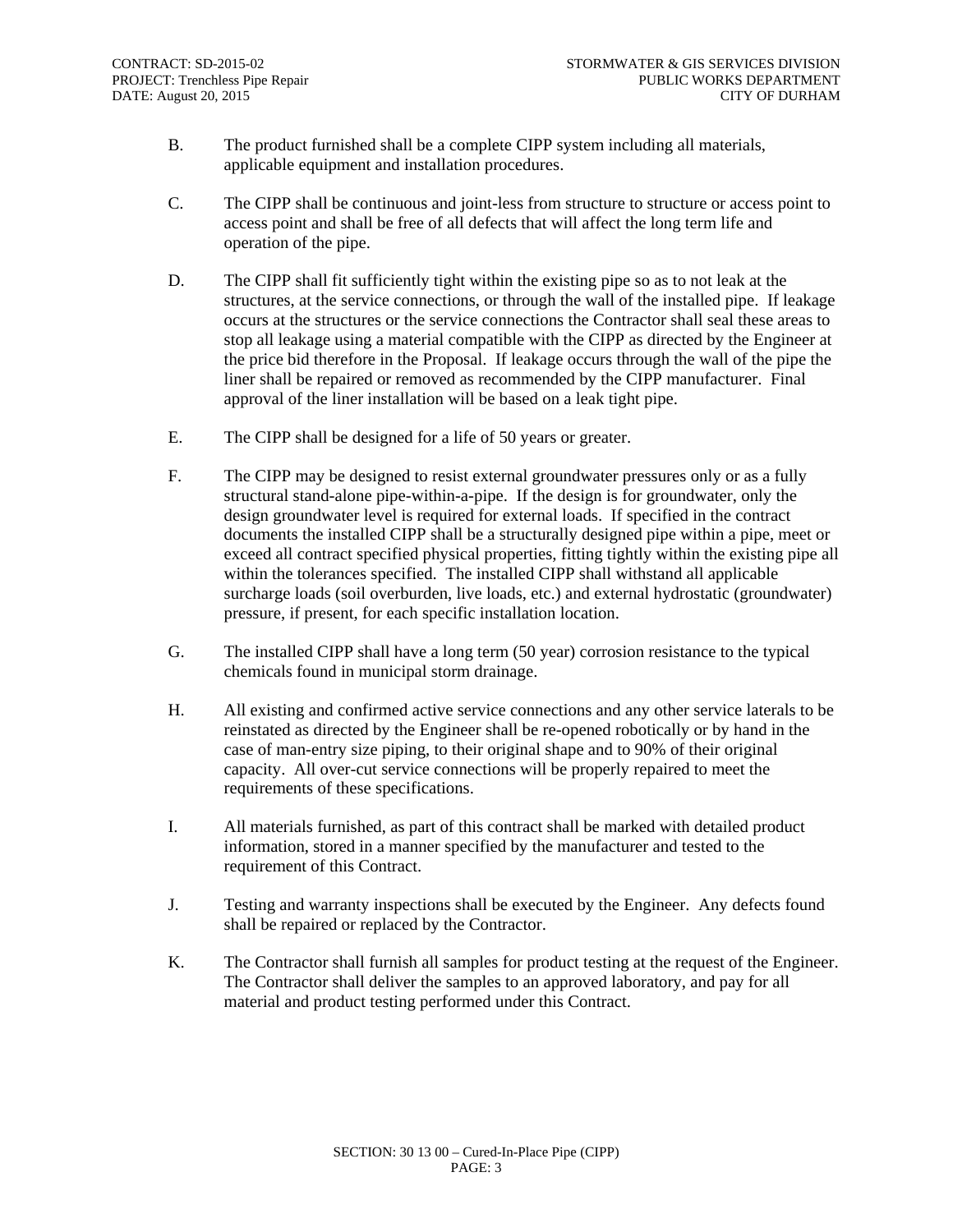B. The product furnished shall be a complete CIPP system including all materials, applicable equipment and installation procedures.

C. The CIPP shall be continuous and joint-less from structure to structure or access point to access point and shall be free of all defects that will affect the long term life and operation of the pipe.

D. The CIPP shall fit sufficiently tight within the existing pipe so as to not leak at the structures, at the service connections, or through the wall of the installed pipe. If leakage occurs at the structures or the service connections the Contractor shall seal these areas to stop all leakage using a material compatible with the CIPP as directed by the Engineer at the price bid therefore in the Proposal. If leakage occurs through the wall of the pipe the liner shall be repaired or removed as recommended by the CIPP manufacturer. Final approval of the liner installation will be based on a leak tight pipe.

E. The CIPP shall be designed for a life of 50 years or greater.

F. The CIPP may be designed to resist external groundwater pressures only or as a fully structural stand-alone pipe-within-a-pipe. If the design is for groundwater, only the design groundwater level is required for external loads. If specified in the contract documents the installed CIPP shall be a structurally designed pipe within a pipe, meet or exceed all contract specified physical properties, fitting tightly within the existing pipe all within the tolerances specified. The installed CIPP shall withstand all applicable surcharge loads (soil overburden, live loads, etc.) and external hydrostatic (groundwater) pressure, if present, for each specific installation location.

G. The installed CIPP shall have a long term (50 year) corrosion resistance to the typical chemicals found in municipal storm drainage.

H. All existing and confirmed active service connections and any other service laterals to be reinstated as directed by the Engineer shall be re-opened robotically or by hand in the case of man-entry size piping, to their original shape and to 90% of their original capacity. All over-cut service connections will be properly repaired to meet the requirements of these specifications.

I. All materials furnished, as part of this contract shall be marked with detailed product information, stored in a manner specified by the manufacturer and tested to the requirement of this Contract.

J. Testing and warranty inspections shall be executed by the Engineer. Any defects found shall be repaired or replaced by the Contractor.

K. The Contractor shall furnish all samples for product testing at the request of the Engineer. The Contractor shall deliver the samples to an approved laboratory, and pay for all material and product testing performed under this Contract.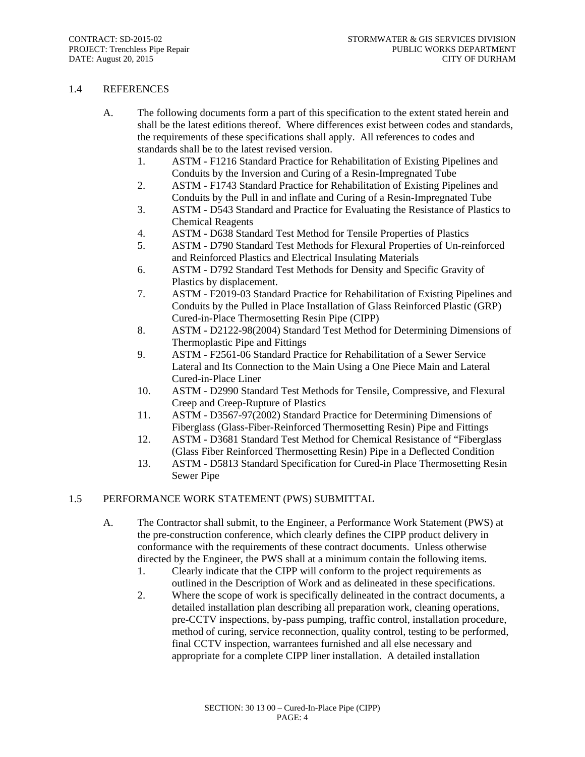## 1.4 REFERENCES

A. The following documents form a part of this specification to the extent stated herein and shall be the latest editions thereof. Where differences exist between codes and standards, the requirements of these specifications shall apply. All references to codes and standards shall be to the latest revised version.

1. ASTM - F1216 Standard Practice for Rehabilitation of Existing Pipelines and Conduits by the Inversion and Curing of a Resin-Impregnated Tube
2. ASTM - F1743 Standard Practice for Rehabilitation of Existing Pipelines and Conduits by the Pull in and inflate and Curing of a Resin-Impregnated Tube
3. ASTM - D543 Standard and Practice for Evaluating the Resistance of Plastics to Chemical Reagents
4. ASTM - D638 Standard Test Method for Tensile Properties of Plastics
5. ASTM - D790 Standard Test Methods for Flexural Properties of Un-reinforced and Reinforced Plastics and Electrical Insulating Materials
6. ASTM - D792 Standard Test Methods for Density and Specific Gravity of Plastics by displacement.
7. ASTM - F2019-03 Standard Practice for Rehabilitation of Existing Pipelines and Conduits by the Pulled in Place Installation of Glass Reinforced Plastic (GRP) Cured-in-Place Thermosetting Resin Pipe (CIPP)
8. ASTM - D2122-98(2004) Standard Test Method for Determining Dimensions of Thermoplastic Pipe and Fittings
9. ASTM - F2561-06 Standard Practice for Rehabilitation of a Sewer Service Lateral and Its Connection to the Main Using a One Piece Main and Lateral Cured-in-Place Liner
10. ASTM - D2990 Standard Test Methods for Tensile, Compressive, and Flexural Creep and Creep-Rupture of Plastics
11. ASTM - D3567-97(2002) Standard Practice for Determining Dimensions of Fiberglass (Glass-Fiber-Reinforced Thermosetting Resin) Pipe and Fittings
12. ASTM - D3681 Standard Test Method for Chemical Resistance of "Fiberglass (Glass Fiber Reinforced Thermosetting Resin) Pipe in a Deflected Condition
13. ASTM - D5813 Standard Specification for Cured-in Place Thermosetting Resin Sewer Pipe

## 1.5 PERFORMANCE WORK STATEMENT (PWS) SUBMITTAL

A. The Contractor shall submit, to the Engineer, a Performance Work Statement (PWS) at the pre-construction conference, which clearly defines the CIPP product delivery in conformance with the requirements of these contract documents. Unless otherwise directed by the Engineer, the PWS shall at a minimum contain the following items.

1. Clearly indicate that the CIPP will conform to the project requirements as outlined in the Description of Work and as delineated in these specifications.
2. Where the scope of work is specifically delineated in the contract documents, a detailed installation plan describing all preparation work, cleaning operations, pre-CCTV inspections, by-pass pumping, traffic control, installation procedure, method of curing, service reconnection, quality control, testing to be performed, final CCTV inspection, warrantees furnished and all else necessary and appropriate for a complete CIPP liner installation. A detailed installation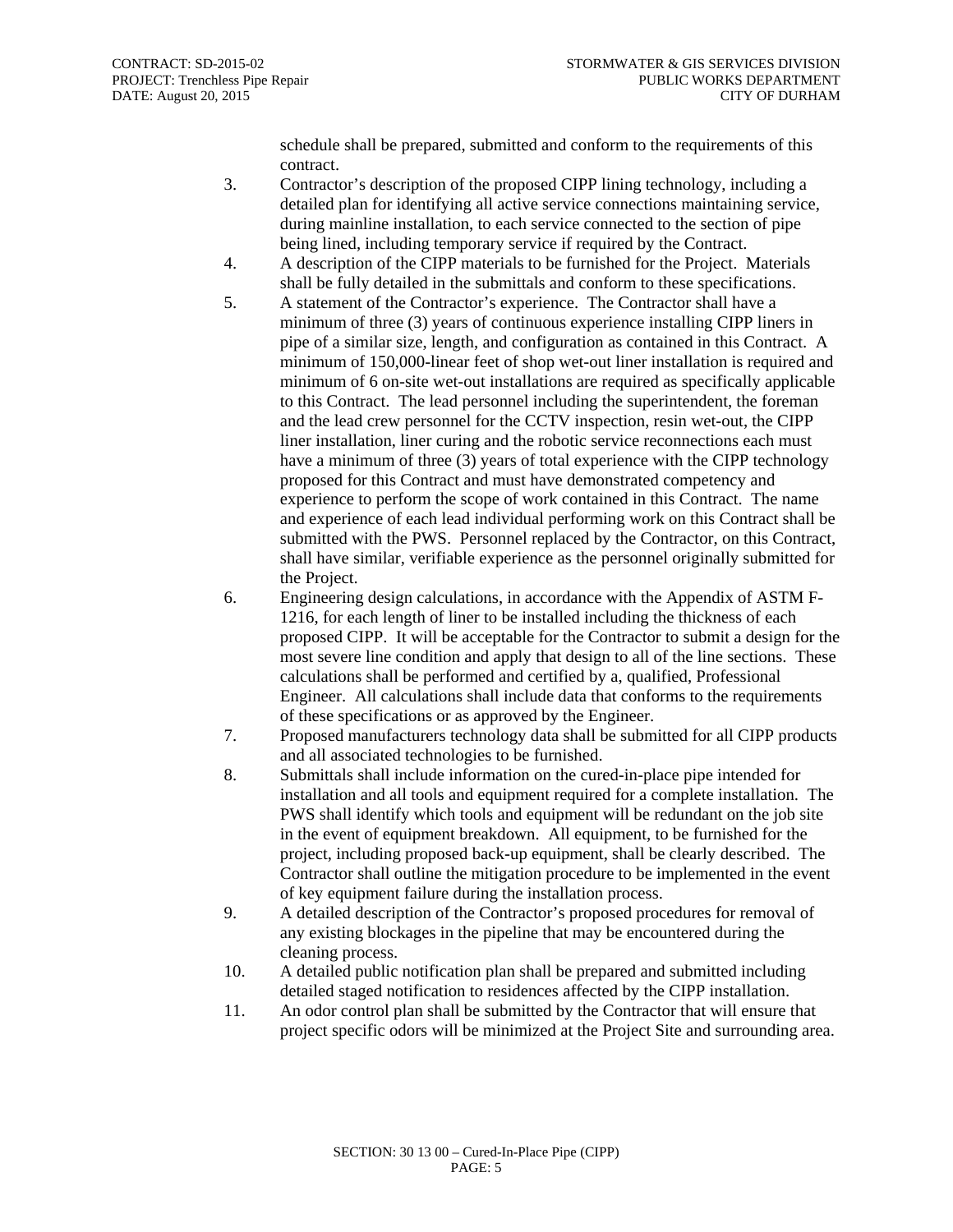schedule shall be prepared, submitted and conform to the requirements of this contract.

3. Contractor's description of the proposed CIPP lining technology, including a detailed plan for identifying all active service connections maintaining service, during mainline installation, to each service connected to the section of pipe being lined, including temporary service if required by the Contract.
4. A description of the CIPP materials to be furnished for the Project. Materials shall be fully detailed in the submittals and conform to these specifications.
5. A statement of the Contractor's experience. The Contractor shall have a minimum of three (3) years of continuous experience installing CIPP liners in pipe of a similar size, length, and configuration as contained in this Contract. A minimum of 150,000-linear feet of shop wet-out liner installation is required and minimum of 6 on-site wet-out installations are required as specifically applicable to this Contract. The lead personnel including the superintendent, the foreman and the lead crew personnel for the CCTV inspection, resin wet-out, the CIPP liner installation, liner curing and the robotic service reconnections each must have a minimum of three (3) years of total experience with the CIPP technology proposed for this Contract and must have demonstrated competency and experience to perform the scope of work contained in this Contract. The name and experience of each lead individual performing work on this Contract shall be submitted with the PWS. Personnel replaced by the Contractor, on this Contract, shall have similar, verifiable experience as the personnel originally submitted for the Project.
6. Engineering design calculations, in accordance with the Appendix of ASTM F-1216, for each length of liner to be installed including the thickness of each proposed CIPP. It will be acceptable for the Contractor to submit a design for the most severe line condition and apply that design to all of the line sections. These calculations shall be performed and certified by a, qualified, Professional Engineer. All calculations shall include data that conforms to the requirements of these specifications or as approved by the Engineer.
7. Proposed manufacturers technology data shall be submitted for all CIPP products and all associated technologies to be furnished.
8. Submittals shall include information on the cured-in-place pipe intended for installation and all tools and equipment required for a complete installation. The PWS shall identify which tools and equipment will be redundant on the job site in the event of equipment breakdown. All equipment, to be furnished for the project, including proposed back-up equipment, shall be clearly described. The Contractor shall outline the mitigation procedure to be implemented in the event of key equipment failure during the installation process.
9. A detailed description of the Contractor's proposed procedures for removal of any existing blockages in the pipeline that may be encountered during the cleaning process.
10. A detailed public notification plan shall be prepared and submitted including detailed staged notification to residences affected by the CIPP installation.
11. An odor control plan shall be submitted by the Contractor that will ensure that project specific odors will be minimized at the Project Site and surrounding area.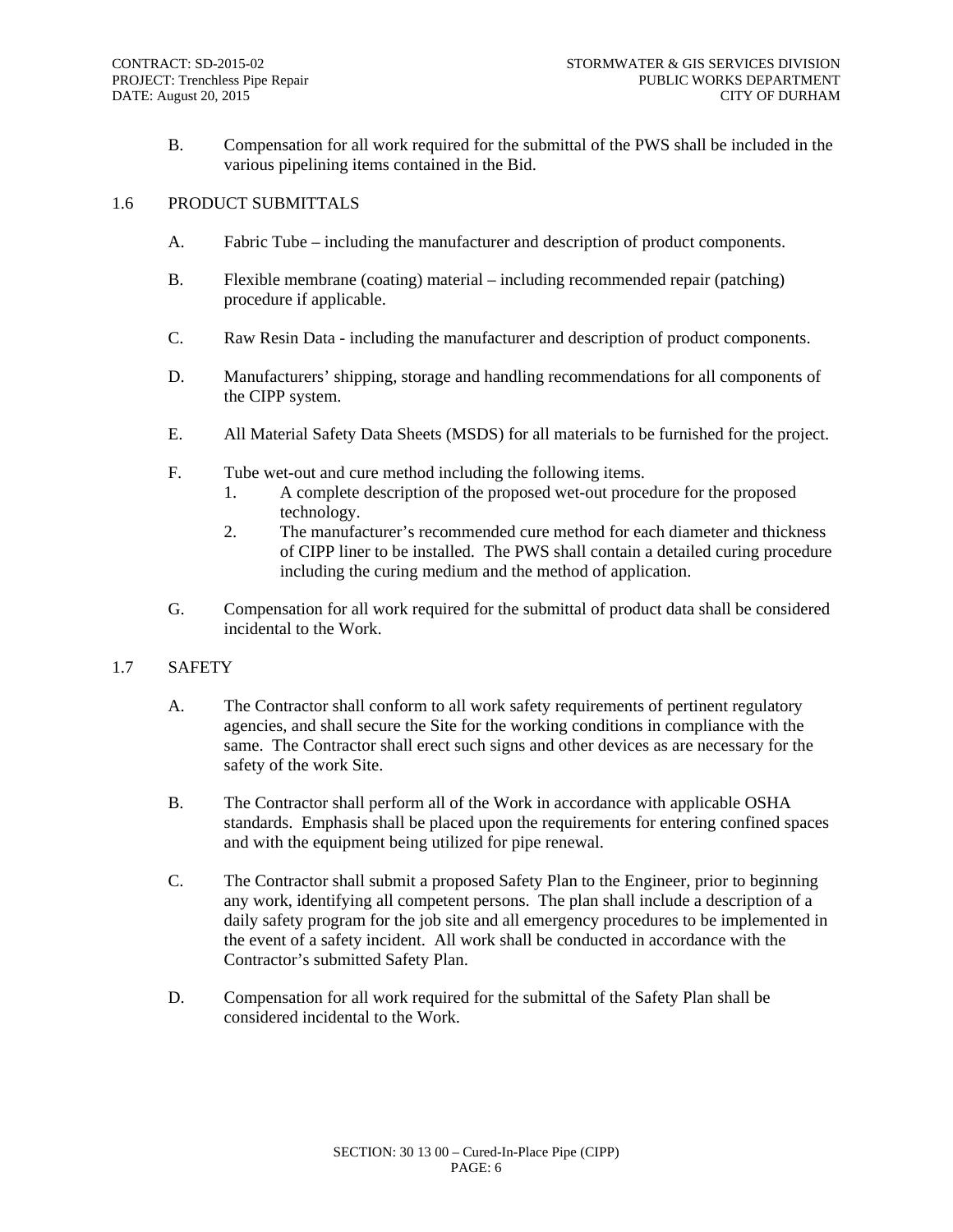B. Compensation for all work required for the submittal of the PWS shall be included in the various pipelining items contained in the Bid.

## 1.6 PRODUCT SUBMITTALS

A. Fabric Tube – including the manufacturer and description of product components.

B. Flexible membrane (coating) material – including recommended repair (patching) procedure if applicable.

C. Raw Resin Data - including the manufacturer and description of product components.

D. Manufacturers' shipping, storage and handling recommendations for all components of the CIPP system.

E. All Material Safety Data Sheets (MSDS) for all materials to be furnished for the project.

F. Tube wet-out and cure method including the following items.

1. A complete description of the proposed wet-out procedure for the proposed technology.
2. The manufacturer's recommended cure method for each diameter and thickness of CIPP liner to be installed. The PWS shall contain a detailed curing procedure including the curing medium and the method of application.

G. Compensation for all work required for the submittal of product data shall be considered incidental to the Work.

## 1.7 SAFETY

A. The Contractor shall conform to all work safety requirements of pertinent regulatory agencies, and shall secure the Site for the working conditions in compliance with the same. The Contractor shall erect such signs and other devices as are necessary for the safety of the work Site.

B. The Contractor shall perform all of the Work in accordance with applicable OSHA standards. Emphasis shall be placed upon the requirements for entering confined spaces and with the equipment being utilized for pipe renewal.

C. The Contractor shall submit a proposed Safety Plan to the Engineer, prior to beginning any work, identifying all competent persons. The plan shall include a description of a daily safety program for the job site and all emergency procedures to be implemented in the event of a safety incident. All work shall be conducted in accordance with the Contractor's submitted Safety Plan.

D. Compensation for all work required for the submittal of the Safety Plan shall be considered incidental to the Work.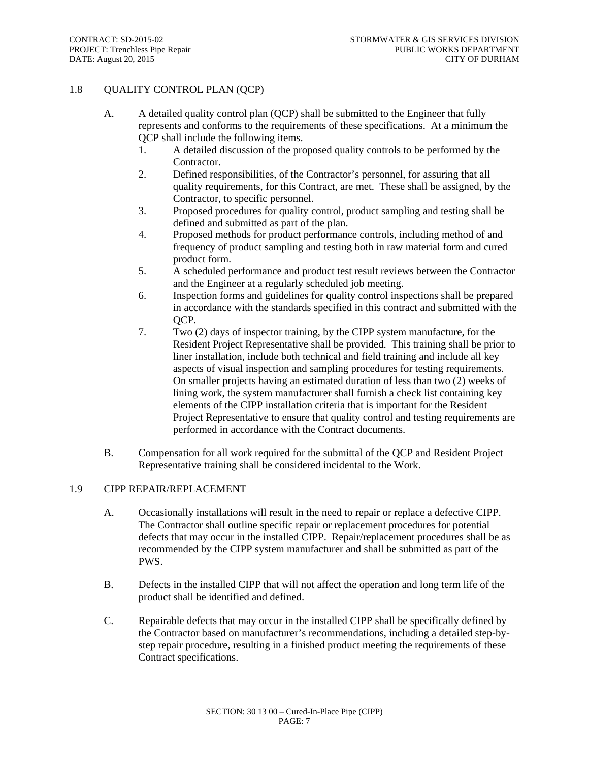## 1.8 QUALITY CONTROL PLAN (QCP)

A. A detailed quality control plan (QCP) shall be submitted to the Engineer that fully represents and conforms to the requirements of these specifications. At a minimum the QCP shall include the following items.

   1. A detailed discussion of the proposed quality controls to be performed by the Contractor.
   2. Defined responsibilities, of the Contractor's personnel, for assuring that all quality requirements, for this Contract, are met. These shall be assigned, by the Contractor, to specific personnel.
   3. Proposed procedures for quality control, product sampling and testing shall be defined and submitted as part of the plan.
   4. Proposed methods for product performance controls, including method of and frequency of product sampling and testing both in raw material form and cured product form.
   5. A scheduled performance and product test result reviews between the Contractor and the Engineer at a regularly scheduled job meeting.
   6. Inspection forms and guidelines for quality control inspections shall be prepared in accordance with the standards specified in this contract and submitted with the QCP.
   7. Two (2) days of inspector training, by the CIPP system manufacture, for the Resident Project Representative shall be provided. This training shall be prior to liner installation, include both technical and field training and include all key aspects of visual inspection and sampling procedures for testing requirements. On smaller projects having an estimated duration of less than two (2) weeks of lining work, the system manufacturer shall furnish a check list containing key elements of the CIPP installation criteria that is important for the Resident Project Representative to ensure that quality control and testing requirements are performed in accordance with the Contract documents.

B. Compensation for all work required for the submittal of the QCP and Resident Project Representative training shall be considered incidental to the Work.

## 1.9 CIPP REPAIR/REPLACEMENT

A. Occasionally installations will result in the need to repair or replace a defective CIPP. The Contractor shall outline specific repair or replacement procedures for potential defects that may occur in the installed CIPP. Repair/replacement procedures shall be as recommended by the CIPP system manufacturer and shall be submitted as part of the PWS.

B. Defects in the installed CIPP that will not affect the operation and long term life of the product shall be identified and defined.

C. Repairable defects that may occur in the installed CIPP shall be specifically defined by the Contractor based on manufacturer's recommendations, including a detailed step-by-step repair procedure, resulting in a finished product meeting the requirements of these Contract specifications.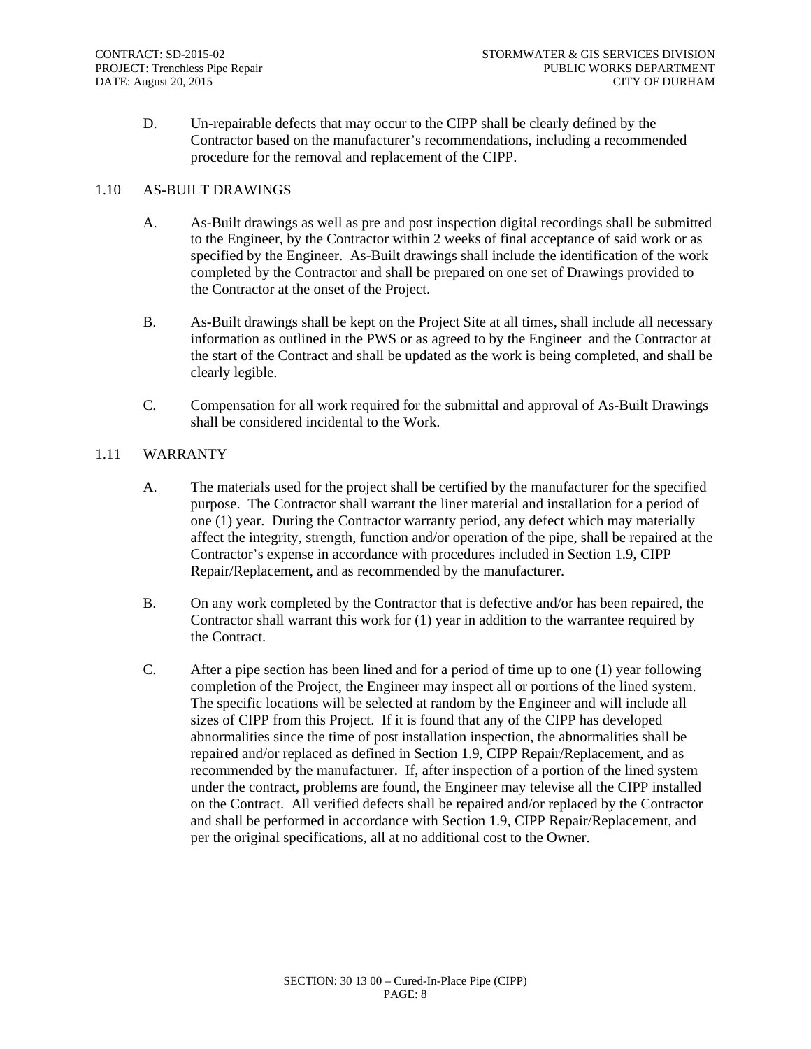D. Un-repairable defects that may occur to the CIPP shall be clearly defined by the Contractor based on the manufacturer's recommendations, including a recommended procedure for the removal and replacement of the CIPP.

## 1.10 AS-BUILT DRAWINGS

A. As-Built drawings as well as pre and post inspection digital recordings shall be submitted to the Engineer, by the Contractor within 2 weeks of final acceptance of said work or as specified by the Engineer. As-Built drawings shall include the identification of the work completed by the Contractor and shall be prepared on one set of Drawings provided to the Contractor at the onset of the Project.

B. As-Built drawings shall be kept on the Project Site at all times, shall include all necessary information as outlined in the PWS or as agreed to by the Engineer and the Contractor at the start of the Contract and shall be updated as the work is being completed, and shall be clearly legible.

C. Compensation for all work required for the submittal and approval of As-Built Drawings shall be considered incidental to the Work.

## 1.11 WARRANTY

A. The materials used for the project shall be certified by the manufacturer for the specified purpose. The Contractor shall warrant the liner material and installation for a period of one (1) year. During the Contractor warranty period, any defect which may materially affect the integrity, strength, function and/or operation of the pipe, shall be repaired at the Contractor's expense in accordance with procedures included in Section 1.9, CIPP Repair/Replacement, and as recommended by the manufacturer.

B. On any work completed by the Contractor that is defective and/or has been repaired, the Contractor shall warrant this work for (1) year in addition to the warrantee required by the Contract.

C. After a pipe section has been lined and for a period of time up to one (1) year following completion of the Project, the Engineer may inspect all or portions of the lined system. The specific locations will be selected at random by the Engineer and will include all sizes of CIPP from this Project. If it is found that any of the CIPP has developed abnormalities since the time of post installation inspection, the abnormalities shall be repaired and/or replaced as defined in Section 1.9, CIPP Repair/Replacement, and as recommended by the manufacturer. If, after inspection of a portion of the lined system under the contract, problems are found, the Engineer may televise all the CIPP installed on the Contract. All verified defects shall be repaired and/or replaced by the Contractor and shall be performed in accordance with Section 1.9, CIPP Repair/Replacement, and per the original specifications, all at no additional cost to the Owner.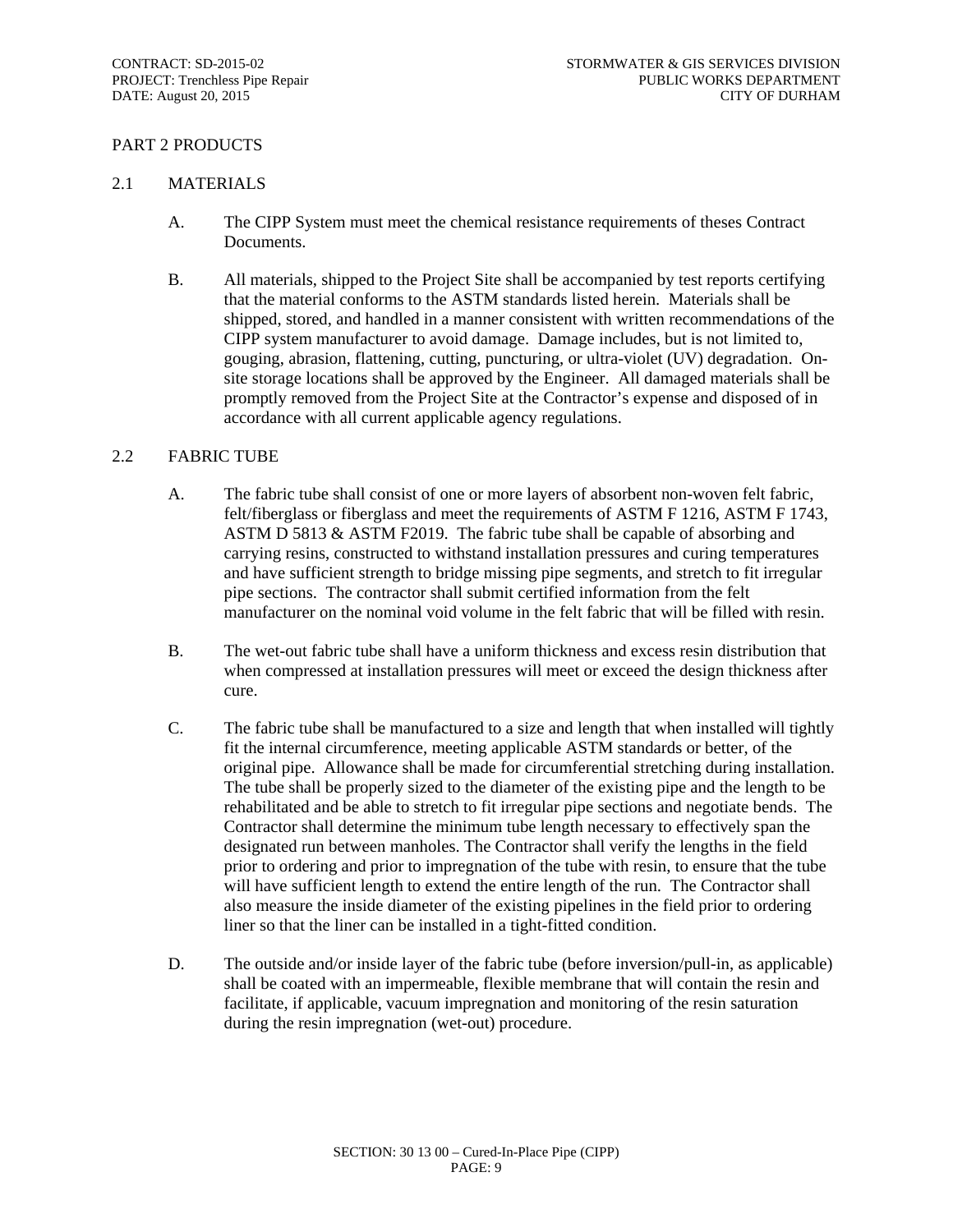## PART 2 PRODUCTS

### 2.1 MATERIALS

A. The CIPP System must meet the chemical resistance requirements of theses Contract Documents.

B. All materials, shipped to the Project Site shall be accompanied by test reports certifying that the material conforms to the ASTM standards listed herein. Materials shall be shipped, stored, and handled in a manner consistent with written recommendations of the CIPP system manufacturer to avoid damage. Damage includes, but is not limited to, gouging, abrasion, flattening, cutting, puncturing, or ultra-violet (UV) degradation. On-site storage locations shall be approved by the Engineer. All damaged materials shall be promptly removed from the Project Site at the Contractor's expense and disposed of in accordance with all current applicable agency regulations.

### 2.2 FABRIC TUBE

A. The fabric tube shall consist of one or more layers of absorbent non-woven felt fabric, felt/fiberglass or fiberglass and meet the requirements of ASTM F 1216, ASTM F 1743, ASTM D 5813 & ASTM F2019. The fabric tube shall be capable of absorbing and carrying resins, constructed to withstand installation pressures and curing temperatures and have sufficient strength to bridge missing pipe segments, and stretch to fit irregular pipe sections. The contractor shall submit certified information from the felt manufacturer on the nominal void volume in the felt fabric that will be filled with resin.

B. The wet-out fabric tube shall have a uniform thickness and excess resin distribution that when compressed at installation pressures will meet or exceed the design thickness after cure.

C. The fabric tube shall be manufactured to a size and length that when installed will tightly fit the internal circumference, meeting applicable ASTM standards or better, of the original pipe. Allowance shall be made for circumferential stretching during installation. The tube shall be properly sized to the diameter of the existing pipe and the length to be rehabilitated and be able to stretch to fit irregular pipe sections and negotiate bends. The Contractor shall determine the minimum tube length necessary to effectively span the designated run between manholes. The Contractor shall verify the lengths in the field prior to ordering and prior to impregnation of the tube with resin, to ensure that the tube will have sufficient length to extend the entire length of the run. The Contractor shall also measure the inside diameter of the existing pipelines in the field prior to ordering liner so that the liner can be installed in a tight-fitted condition.

D. The outside and/or inside layer of the fabric tube (before inversion/pull-in, as applicable) shall be coated with an impermeable, flexible membrane that will contain the resin and facilitate, if applicable, vacuum impregnation and monitoring of the resin saturation during the resin impregnation (wet-out) procedure.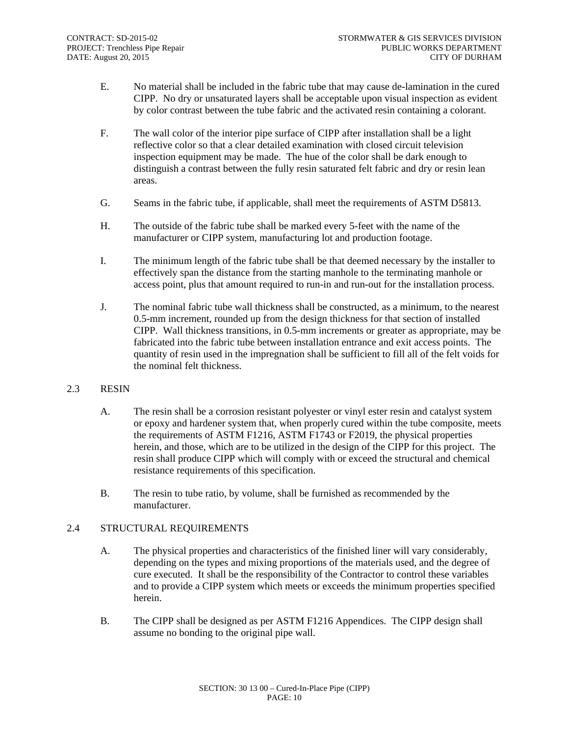E. No material shall be included in the fabric tube that may cause de-lamination in the cured CIPP. No dry or unsaturated layers shall be acceptable upon visual inspection as evident by color contrast between the tube fabric and the activated resin containing a colorant.

F. The wall color of the interior pipe surface of CIPP after installation shall be a light reflective color so that a clear detailed examination with closed circuit television inspection equipment may be made. The hue of the color shall be dark enough to distinguish a contrast between the fully resin saturated felt fabric and dry or resin lean areas.

G. Seams in the fabric tube, if applicable, shall meet the requirements of ASTM D5813.

H. The outside of the fabric tube shall be marked every 5-feet with the name of the manufacturer or CIPP system, manufacturing lot and production footage.

I. The minimum length of the fabric tube shall be that deemed necessary by the installer to effectively span the distance from the starting manhole to the terminating manhole or access point, plus that amount required to run-in and run-out for the installation process.

J. The nominal fabric tube wall thickness shall be constructed, as a minimum, to the nearest 0.5-mm increment, rounded up from the design thickness for that section of installed CIPP. Wall thickness transitions, in 0.5-mm increments or greater as appropriate, may be fabricated into the fabric tube between installation entrance and exit access points. The quantity of resin used in the impregnation shall be sufficient to fill all of the felt voids for the nominal felt thickness.

## 2.3 RESIN

A. The resin shall be a corrosion resistant polyester or vinyl ester resin and catalyst system or epoxy and hardener system that, when properly cured within the tube composite, meets the requirements of ASTM F1216, ASTM F1743 or F2019, the physical properties herein, and those, which are to be utilized in the design of the CIPP for this project. The resin shall produce CIPP which will comply with or exceed the structural and chemical resistance requirements of this specification.

B. The resin to tube ratio, by volume, shall be furnished as recommended by the manufacturer.

## 2.4 STRUCTURAL REQUIREMENTS

A. The physical properties and characteristics of the finished liner will vary considerably, depending on the types and mixing proportions of the materials used, and the degree of cure executed. It shall be the responsibility of the Contractor to control these variables and to provide a CIPP system which meets or exceeds the minimum properties specified herein.

B. The CIPP shall be designed as per ASTM F1216 Appendices. The CIPP design shall assume no bonding to the original pipe wall.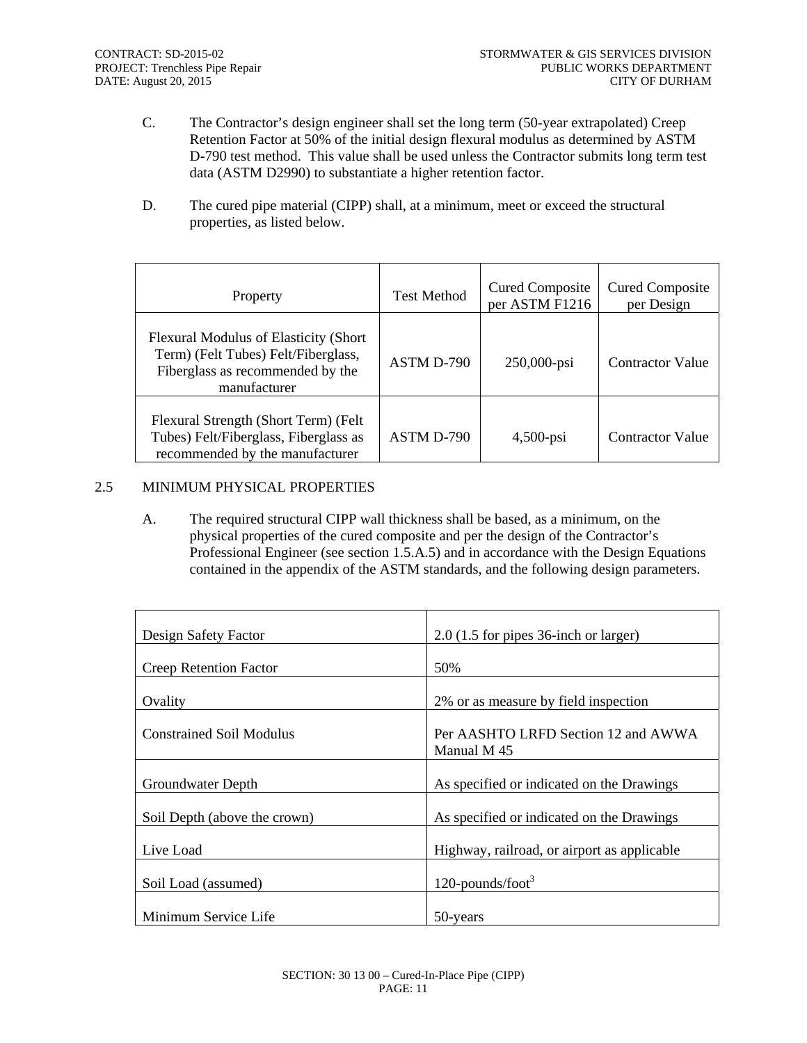C. The Contractor's design engineer shall set the long term (50-year extrapolated) Creep Retention Factor at 50% of the initial design flexural modulus as determined by ASTM D-790 test method. This value shall be used unless the Contractor submits long term test data (ASTM D2990) to substantiate a higher retention factor.

D. The cured pipe material (CIPP) shall, at a minimum, meet or exceed the structural properties, as listed below.

| Property | Test Method | Cured Composite per ASTM F1216 | Cured Composite per Design |
|---|---|---|---|
| Flexural Modulus of Elasticity (Short Term) (Felt Tubes) Felt/Fiberglass, Fiberglass as recommended by the manufacturer | ASTM D-790 | 250,000-psi | Contractor Value |
| Flexural Strength (Short Term) (Felt Tubes) Felt/Fiberglass, Fiberglass as recommended by the manufacturer | ASTM D-790 | 4,500-psi | Contractor Value |

## 2.5 MINIMUM PHYSICAL PROPERTIES

A. The required structural CIPP wall thickness shall be based, as a minimum, on the physical properties of the cured composite and per the design of the Contractor's Professional Engineer (see section 1.5.A.5) and in accordance with the Design Equations contained in the appendix of the ASTM standards, and the following design parameters.

| | |
|---|---|
| Design Safety Factor | 2.0 (1.5 for pipes 36-inch or larger) |
| Creep Retention Factor | 50% |
| Ovality | 2% or as measure by field inspection |
| Constrained Soil Modulus | Per AASHTO LRFD Section 12 and AWWA Manual M 45 |
| Groundwater Depth | As specified or indicated on the Drawings |
| Soil Depth (above the crown) | As specified or indicated on the Drawings |
| Live Load | Highway, railroad, or airport as applicable |
| Soil Load (assumed) | 120-pounds/foot$^3$ |
| Minimum Service Life | 50-years |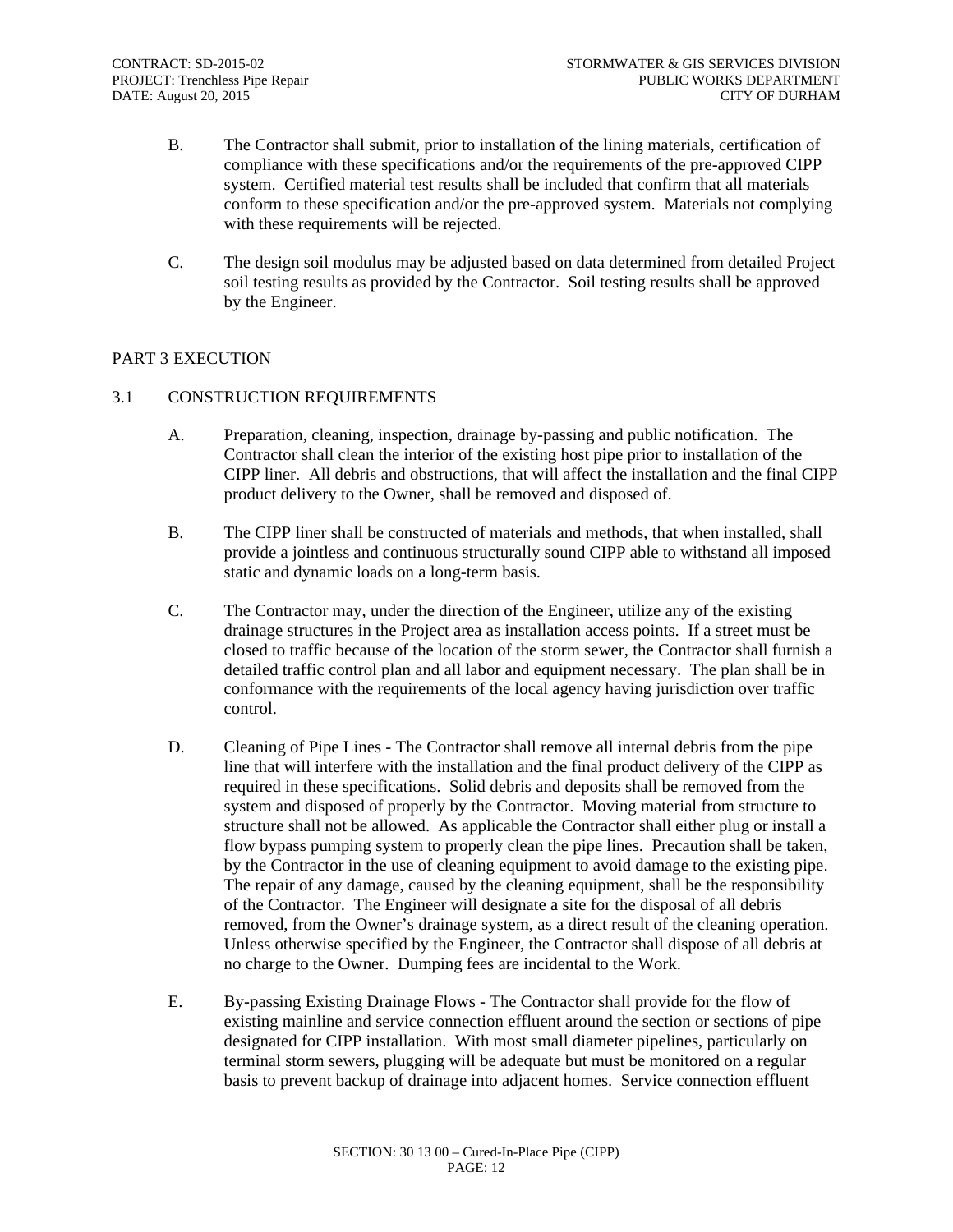B. The Contractor shall submit, prior to installation of the lining materials, certification of compliance with these specifications and/or the requirements of the pre-approved CIPP system. Certified material test results shall be included that confirm that all materials conform to these specification and/or the pre-approved system. Materials not complying with these requirements will be rejected.

C. The design soil modulus may be adjusted based on data determined from detailed Project soil testing results as provided by the Contractor. Soil testing results shall be approved by the Engineer.

## PART 3 EXECUTION

### 3.1 CONSTRUCTION REQUIREMENTS

A. Preparation, cleaning, inspection, drainage by-passing and public notification. The Contractor shall clean the interior of the existing host pipe prior to installation of the CIPP liner. All debris and obstructions, that will affect the installation and the final CIPP product delivery to the Owner, shall be removed and disposed of.

B. The CIPP liner shall be constructed of materials and methods, that when installed, shall provide a jointless and continuous structurally sound CIPP able to withstand all imposed static and dynamic loads on a long-term basis.

C. The Contractor may, under the direction of the Engineer, utilize any of the existing drainage structures in the Project area as installation access points. If a street must be closed to traffic because of the location of the storm sewer, the Contractor shall furnish a detailed traffic control plan and all labor and equipment necessary. The plan shall be in conformance with the requirements of the local agency having jurisdiction over traffic control.

D. Cleaning of Pipe Lines - The Contractor shall remove all internal debris from the pipe line that will interfere with the installation and the final product delivery of the CIPP as required in these specifications. Solid debris and deposits shall be removed from the system and disposed of properly by the Contractor. Moving material from structure to structure shall not be allowed. As applicable the Contractor shall either plug or install a flow bypass pumping system to properly clean the pipe lines. Precaution shall be taken, by the Contractor in the use of cleaning equipment to avoid damage to the existing pipe. The repair of any damage, caused by the cleaning equipment, shall be the responsibility of the Contractor. The Engineer will designate a site for the disposal of all debris removed, from the Owner's drainage system, as a direct result of the cleaning operation. Unless otherwise specified by the Engineer, the Contractor shall dispose of all debris at no charge to the Owner. Dumping fees are incidental to the Work.

E. By-passing Existing Drainage Flows - The Contractor shall provide for the flow of existing mainline and service connection effluent around the section or sections of pipe designated for CIPP installation. With most small diameter pipelines, particularly on terminal storm sewers, plugging will be adequate but must be monitored on a regular basis to prevent backup of drainage into adjacent homes. Service connection effluent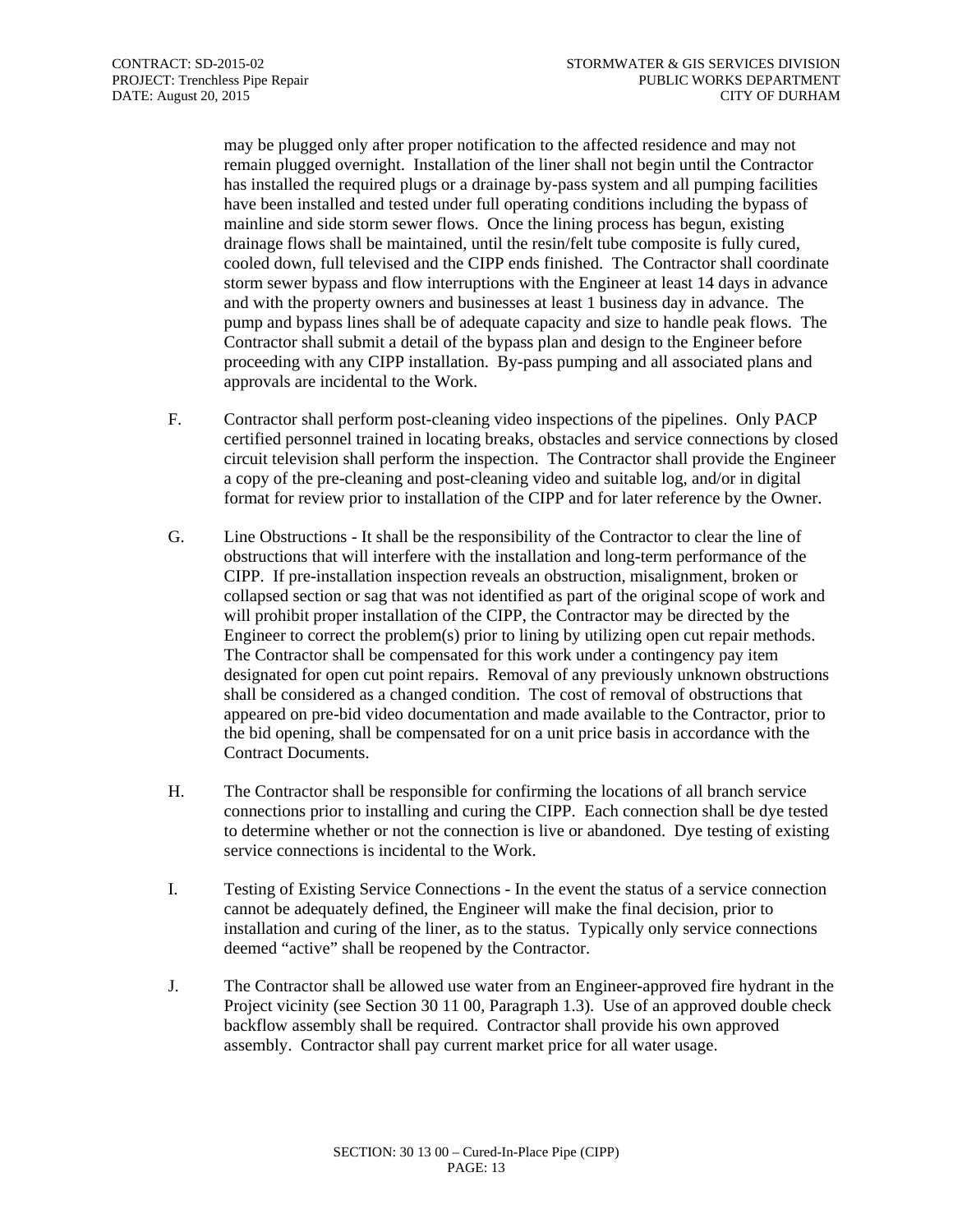may be plugged only after proper notification to the affected residence and may not remain plugged overnight. Installation of the liner shall not begin until the Contractor has installed the required plugs or a drainage by-pass system and all pumping facilities have been installed and tested under full operating conditions including the bypass of mainline and side storm sewer flows. Once the lining process has begun, existing drainage flows shall be maintained, until the resin/felt tube composite is fully cured, cooled down, full televised and the CIPP ends finished. The Contractor shall coordinate storm sewer bypass and flow interruptions with the Engineer at least 14 days in advance and with the property owners and businesses at least 1 business day in advance. The pump and bypass lines shall be of adequate capacity and size to handle peak flows. The Contractor shall submit a detail of the bypass plan and design to the Engineer before proceeding with any CIPP installation. By-pass pumping and all associated plans and approvals are incidental to the Work.

F. Contractor shall perform post-cleaning video inspections of the pipelines. Only PACP certified personnel trained in locating breaks, obstacles and service connections by closed circuit television shall perform the inspection. The Contractor shall provide the Engineer a copy of the pre-cleaning and post-cleaning video and suitable log, and/or in digital format for review prior to installation of the CIPP and for later reference by the Owner.

G. Line Obstructions - It shall be the responsibility of the Contractor to clear the line of obstructions that will interfere with the installation and long-term performance of the CIPP. If pre-installation inspection reveals an obstruction, misalignment, broken or collapsed section or sag that was not identified as part of the original scope of work and will prohibit proper installation of the CIPP, the Contractor may be directed by the Engineer to correct the problem(s) prior to lining by utilizing open cut repair methods. The Contractor shall be compensated for this work under a contingency pay item designated for open cut point repairs. Removal of any previously unknown obstructions shall be considered as a changed condition. The cost of removal of obstructions that appeared on pre-bid video documentation and made available to the Contractor, prior to the bid opening, shall be compensated for on a unit price basis in accordance with the Contract Documents.

H. The Contractor shall be responsible for confirming the locations of all branch service connections prior to installing and curing the CIPP. Each connection shall be dye tested to determine whether or not the connection is live or abandoned. Dye testing of existing service connections is incidental to the Work.

I. Testing of Existing Service Connections - In the event the status of a service connection cannot be adequately defined, the Engineer will make the final decision, prior to installation and curing of the liner, as to the status. Typically only service connections deemed "active" shall be reopened by the Contractor.

J. The Contractor shall be allowed use water from an Engineer-approved fire hydrant in the Project vicinity (see Section 30 11 00, Paragraph 1.3). Use of an approved double check backflow assembly shall be required. Contractor shall provide his own approved assembly. Contractor shall pay current market price for all water usage.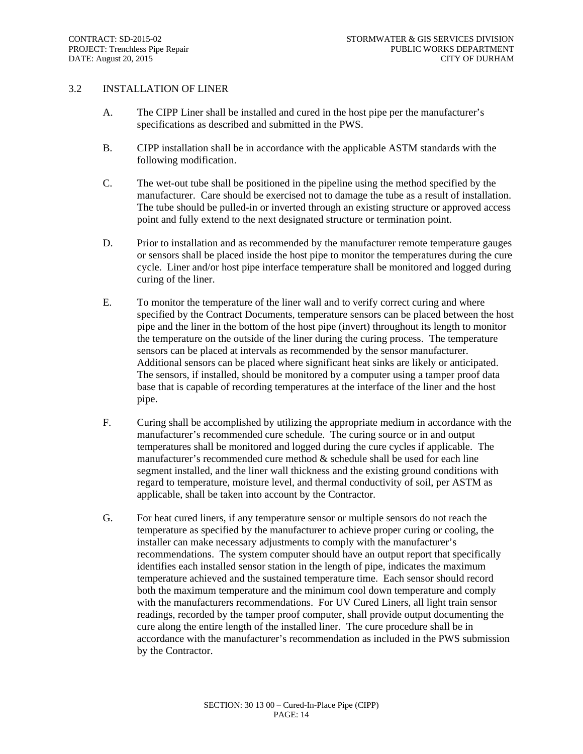## 3.2 INSTALLATION OF LINER

A. The CIPP Liner shall be installed and cured in the host pipe per the manufacturer's specifications as described and submitted in the PWS.

B. CIPP installation shall be in accordance with the applicable ASTM standards with the following modification.

C. The wet-out tube shall be positioned in the pipeline using the method specified by the manufacturer. Care should be exercised not to damage the tube as a result of installation. The tube should be pulled-in or inverted through an existing structure or approved access point and fully extend to the next designated structure or termination point.

D. Prior to installation and as recommended by the manufacturer remote temperature gauges or sensors shall be placed inside the host pipe to monitor the temperatures during the cure cycle. Liner and/or host pipe interface temperature shall be monitored and logged during curing of the liner.

E. To monitor the temperature of the liner wall and to verify correct curing and where specified by the Contract Documents, temperature sensors can be placed between the host pipe and the liner in the bottom of the host pipe (invert) throughout its length to monitor the temperature on the outside of the liner during the curing process. The temperature sensors can be placed at intervals as recommended by the sensor manufacturer. Additional sensors can be placed where significant heat sinks are likely or anticipated. The sensors, if installed, should be monitored by a computer using a tamper proof data base that is capable of recording temperatures at the interface of the liner and the host pipe.

F. Curing shall be accomplished by utilizing the appropriate medium in accordance with the manufacturer's recommended cure schedule. The curing source or in and output temperatures shall be monitored and logged during the cure cycles if applicable. The manufacturer's recommended cure method & schedule shall be used for each line segment installed, and the liner wall thickness and the existing ground conditions with regard to temperature, moisture level, and thermal conductivity of soil, per ASTM as applicable, shall be taken into account by the Contractor.

G. For heat cured liners, if any temperature sensor or multiple sensors do not reach the temperature as specified by the manufacturer to achieve proper curing or cooling, the installer can make necessary adjustments to comply with the manufacturer's recommendations. The system computer should have an output report that specifically identifies each installed sensor station in the length of pipe, indicates the maximum temperature achieved and the sustained temperature time. Each sensor should record both the maximum temperature and the minimum cool down temperature and comply with the manufacturers recommendations. For UV Cured Liners, all light train sensor readings, recorded by the tamper proof computer, shall provide output documenting the cure along the entire length of the installed liner. The cure procedure shall be in accordance with the manufacturer's recommendation as included in the PWS submission by the Contractor.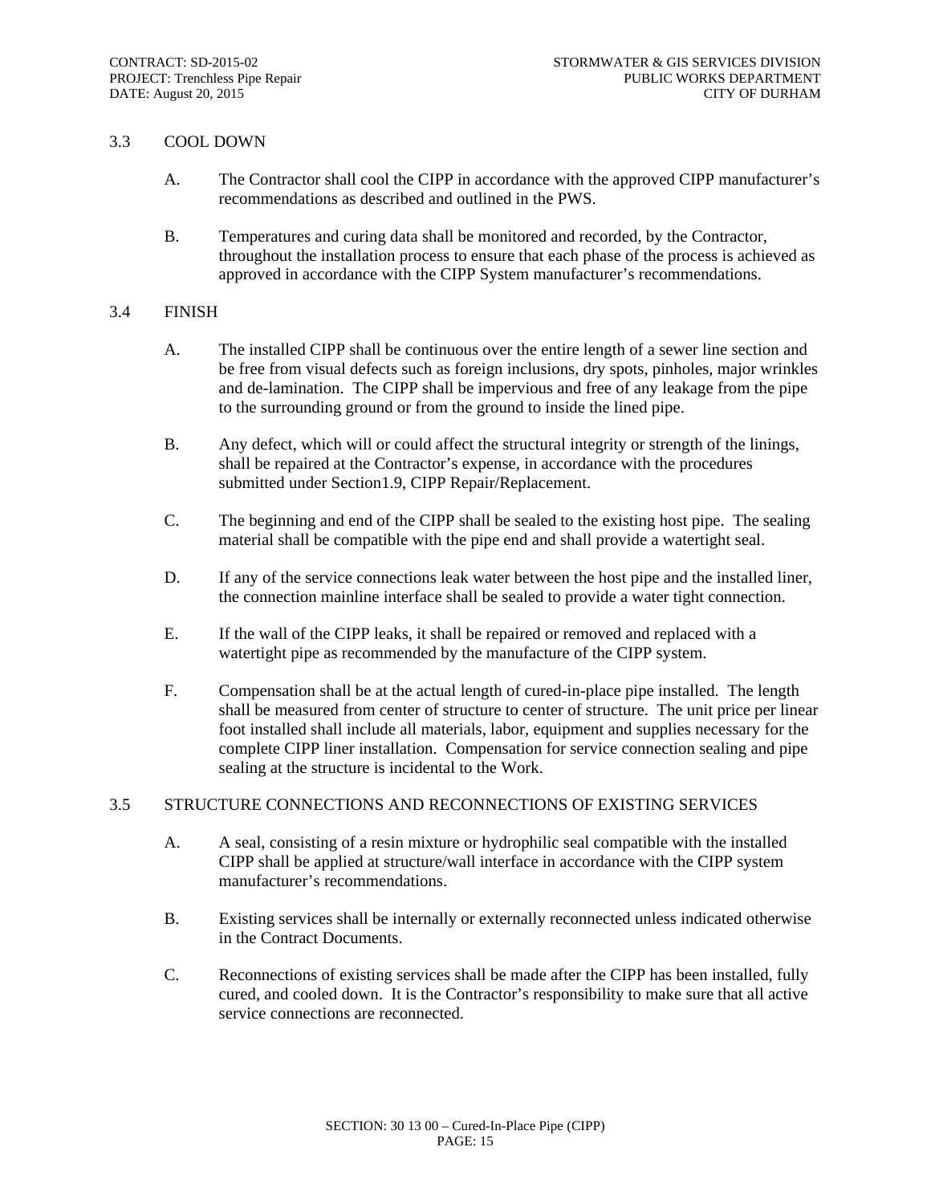## 3.3 COOL DOWN

A. The Contractor shall cool the CIPP in accordance with the approved CIPP manufacturer's recommendations as described and outlined in the PWS.

B. Temperatures and curing data shall be monitored and recorded, by the Contractor, throughout the installation process to ensure that each phase of the process is achieved as approved in accordance with the CIPP System manufacturer's recommendations.

## 3.4 FINISH

A. The installed CIPP shall be continuous over the entire length of a sewer line section and be free from visual defects such as foreign inclusions, dry spots, pinholes, major wrinkles and de-lamination. The CIPP shall be impervious and free of any leakage from the pipe to the surrounding ground or from the ground to inside the lined pipe.

B. Any defect, which will or could affect the structural integrity or strength of the linings, shall be repaired at the Contractor's expense, in accordance with the procedures submitted under Section1.9, CIPP Repair/Replacement.

C. The beginning and end of the CIPP shall be sealed to the existing host pipe. The sealing material shall be compatible with the pipe end and shall provide a watertight seal.

D. If any of the service connections leak water between the host pipe and the installed liner, the connection mainline interface shall be sealed to provide a water tight connection.

E. If the wall of the CIPP leaks, it shall be repaired or removed and replaced with a watertight pipe as recommended by the manufacture of the CIPP system.

F. Compensation shall be at the actual length of cured-in-place pipe installed. The length shall be measured from center of structure to center of structure. The unit price per linear foot installed shall include all materials, labor, equipment and supplies necessary for the complete CIPP liner installation. Compensation for service connection sealing and pipe sealing at the structure is incidental to the Work.

## 3.5 STRUCTURE CONNECTIONS AND RECONNECTIONS OF EXISTING SERVICES

A. A seal, consisting of a resin mixture or hydrophilic seal compatible with the installed CIPP shall be applied at structure/wall interface in accordance with the CIPP system manufacturer's recommendations.

B. Existing services shall be internally or externally reconnected unless indicated otherwise in the Contract Documents.

C. Reconnections of existing services shall be made after the CIPP has been installed, fully cured, and cooled down. It is the Contractor's responsibility to make sure that all active service connections are reconnected.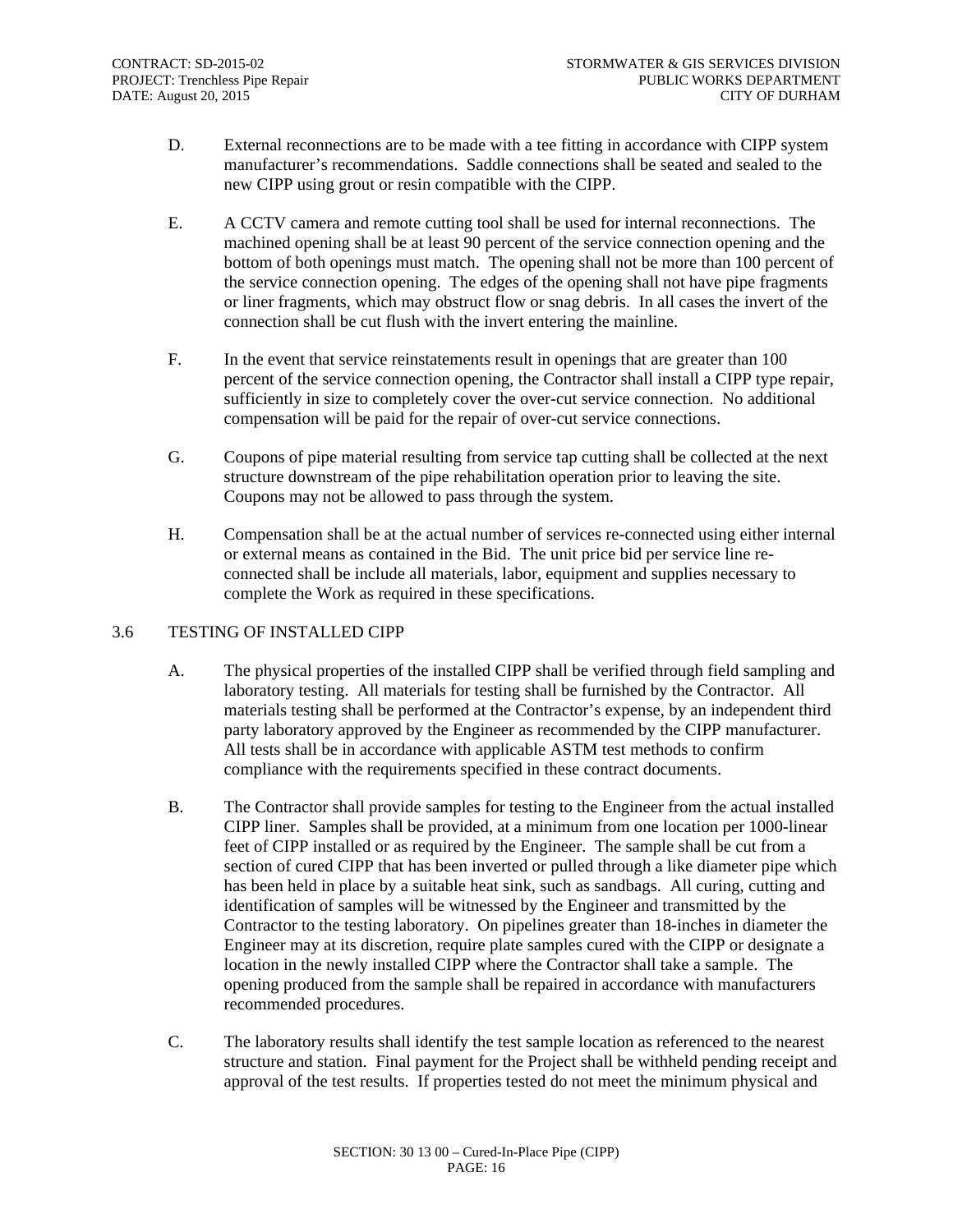D. External reconnections are to be made with a tee fitting in accordance with CIPP system manufacturer's recommendations. Saddle connections shall be seated and sealed to the new CIPP using grout or resin compatible with the CIPP.

E. A CCTV camera and remote cutting tool shall be used for internal reconnections. The machined opening shall be at least 90 percent of the service connection opening and the bottom of both openings must match. The opening shall not be more than 100 percent of the service connection opening. The edges of the opening shall not have pipe fragments or liner fragments, which may obstruct flow or snag debris. In all cases the invert of the connection shall be cut flush with the invert entering the mainline.

F. In the event that service reinstatements result in openings that are greater than 100 percent of the service connection opening, the Contractor shall install a CIPP type repair, sufficiently in size to completely cover the over-cut service connection. No additional compensation will be paid for the repair of over-cut service connections.

G. Coupons of pipe material resulting from service tap cutting shall be collected at the next structure downstream of the pipe rehabilitation operation prior to leaving the site. Coupons may not be allowed to pass through the system.

H. Compensation shall be at the actual number of services re-connected using either internal or external means as contained in the Bid. The unit price bid per service line re-connected shall be include all materials, labor, equipment and supplies necessary to complete the Work as required in these specifications.

## 3.6 TESTING OF INSTALLED CIPP

A. The physical properties of the installed CIPP shall be verified through field sampling and laboratory testing. All materials for testing shall be furnished by the Contractor. All materials testing shall be performed at the Contractor's expense, by an independent third party laboratory approved by the Engineer as recommended by the CIPP manufacturer. All tests shall be in accordance with applicable ASTM test methods to confirm compliance with the requirements specified in these contract documents.

B. The Contractor shall provide samples for testing to the Engineer from the actual installed CIPP liner. Samples shall be provided, at a minimum from one location per 1000-linear feet of CIPP installed or as required by the Engineer. The sample shall be cut from a section of cured CIPP that has been inverted or pulled through a like diameter pipe which has been held in place by a suitable heat sink, such as sandbags. All curing, cutting and identification of samples will be witnessed by the Engineer and transmitted by the Contractor to the testing laboratory. On pipelines greater than 18-inches in diameter the Engineer may at its discretion, require plate samples cured with the CIPP or designate a location in the newly installed CIPP where the Contractor shall take a sample. The opening produced from the sample shall be repaired in accordance with manufacturers recommended procedures.

C. The laboratory results shall identify the test sample location as referenced to the nearest structure and station. Final payment for the Project shall be withheld pending receipt and approval of the test results. If properties tested do not meet the minimum physical and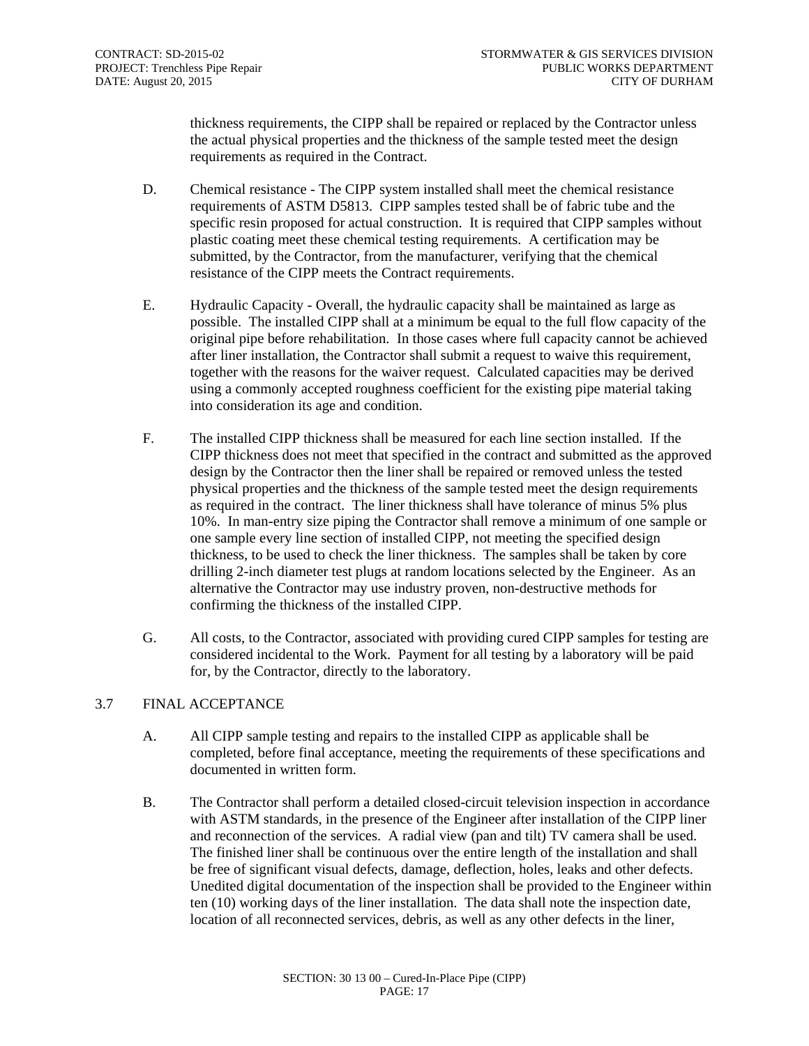thickness requirements, the CIPP shall be repaired or replaced by the Contractor unless the actual physical properties and the thickness of the sample tested meet the design requirements as required in the Contract.

D. Chemical resistance - The CIPP system installed shall meet the chemical resistance requirements of ASTM D5813. CIPP samples tested shall be of fabric tube and the specific resin proposed for actual construction. It is required that CIPP samples without plastic coating meet these chemical testing requirements. A certification may be submitted, by the Contractor, from the manufacturer, verifying that the chemical resistance of the CIPP meets the Contract requirements.

E. Hydraulic Capacity - Overall, the hydraulic capacity shall be maintained as large as possible. The installed CIPP shall at a minimum be equal to the full flow capacity of the original pipe before rehabilitation. In those cases where full capacity cannot be achieved after liner installation, the Contractor shall submit a request to waive this requirement, together with the reasons for the waiver request. Calculated capacities may be derived using a commonly accepted roughness coefficient for the existing pipe material taking into consideration its age and condition.

F. The installed CIPP thickness shall be measured for each line section installed. If the CIPP thickness does not meet that specified in the contract and submitted as the approved design by the Contractor then the liner shall be repaired or removed unless the tested physical properties and the thickness of the sample tested meet the design requirements as required in the contract. The liner thickness shall have tolerance of minus 5% plus 10%. In man-entry size piping the Contractor shall remove a minimum of one sample or one sample every line section of installed CIPP, not meeting the specified design thickness, to be used to check the liner thickness. The samples shall be taken by core drilling 2-inch diameter test plugs at random locations selected by the Engineer. As an alternative the Contractor may use industry proven, non-destructive methods for confirming the thickness of the installed CIPP.

G. All costs, to the Contractor, associated with providing cured CIPP samples for testing are considered incidental to the Work. Payment for all testing by a laboratory will be paid for, by the Contractor, directly to the laboratory.

## 3.7 FINAL ACCEPTANCE

A. All CIPP sample testing and repairs to the installed CIPP as applicable shall be completed, before final acceptance, meeting the requirements of these specifications and documented in written form.

B. The Contractor shall perform a detailed closed-circuit television inspection in accordance with ASTM standards, in the presence of the Engineer after installation of the CIPP liner and reconnection of the services. A radial view (pan and tilt) TV camera shall be used. The finished liner shall be continuous over the entire length of the installation and shall be free of significant visual defects, damage, deflection, holes, leaks and other defects. Unedited digital documentation of the inspection shall be provided to the Engineer within ten (10) working days of the liner installation. The data shall note the inspection date, location of all reconnected services, debris, as well as any other defects in the liner,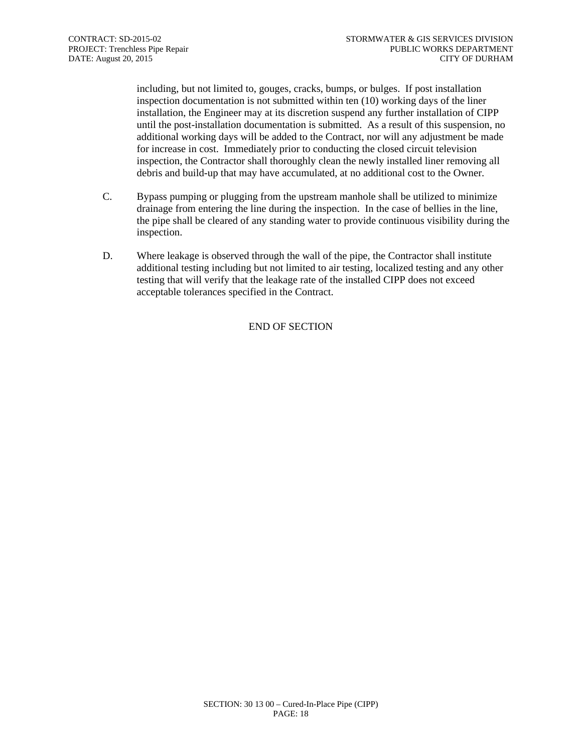including, but not limited to, gouges, cracks, bumps, or bulges. If post installation inspection documentation is not submitted within ten (10) working days of the liner installation, the Engineer may at its discretion suspend any further installation of CIPP until the post-installation documentation is submitted. As a result of this suspension, no additional working days will be added to the Contract, nor will any adjustment be made for increase in cost. Immediately prior to conducting the closed circuit television inspection, the Contractor shall thoroughly clean the newly installed liner removing all debris and build-up that may have accumulated, at no additional cost to the Owner.

C. Bypass pumping or plugging from the upstream manhole shall be utilized to minimize drainage from entering the line during the inspection. In the case of bellies in the line, the pipe shall be cleared of any standing water to provide continuous visibility during the inspection.

D. Where leakage is observed through the wall of the pipe, the Contractor shall institute additional testing including but not limited to air testing, localized testing and any other testing that will verify that the leakage rate of the installed CIPP does not exceed acceptable tolerances specified in the Contract.

END OF SECTION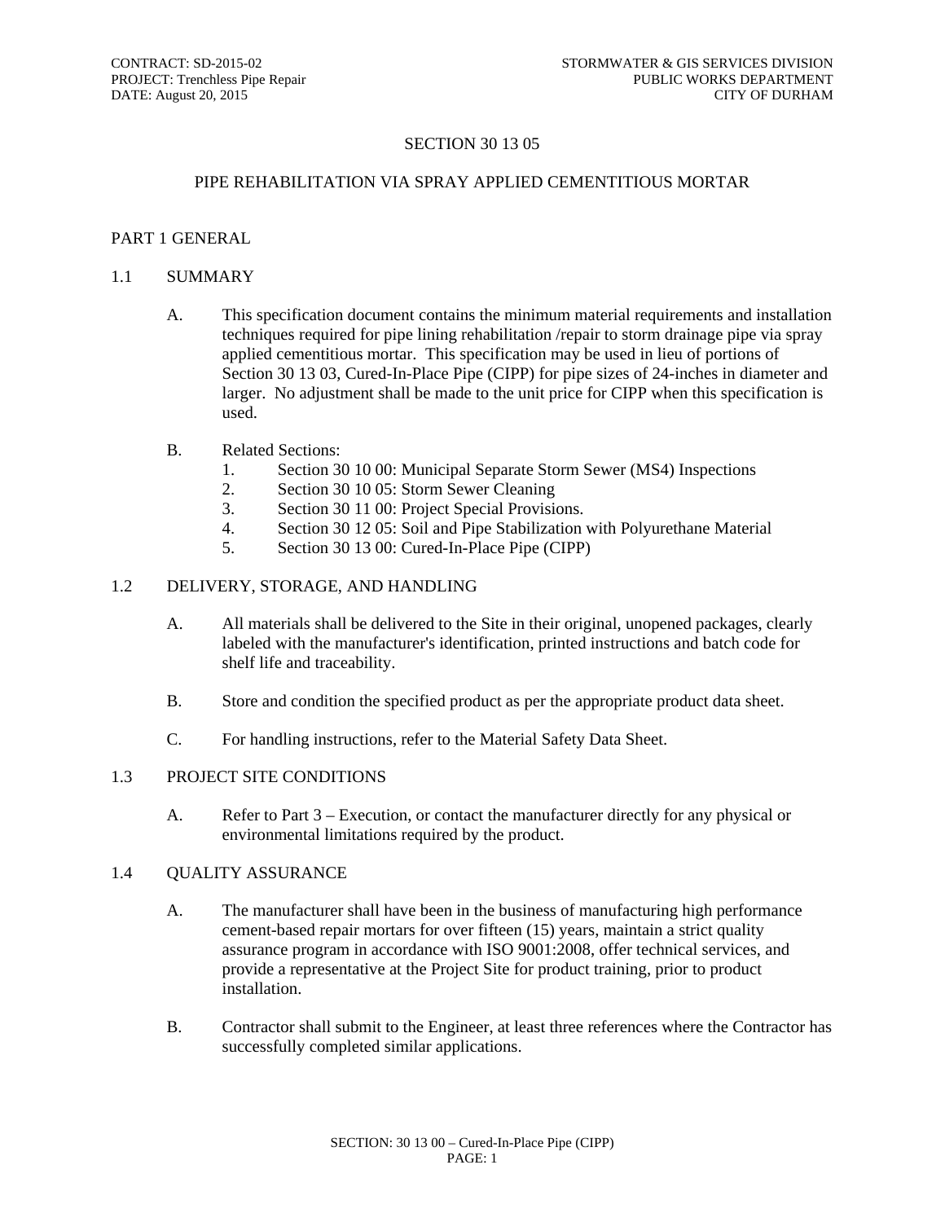# SECTION 30 13 05

## PIPE REHABILITATION VIA SPRAY APPLIED CEMENTITIOUS MORTAR

## PART 1 GENERAL

### 1.1 SUMMARY

A. This specification document contains the minimum material requirements and installation techniques required for pipe lining rehabilitation /repair to storm drainage pipe via spray applied cementitious mortar. This specification may be used in lieu of portions of Section 30 13 03, Cured-In-Place Pipe (CIPP) for pipe sizes of 24-inches in diameter and larger. No adjustment shall be made to the unit price for CIPP when this specification is used.

B. Related Sections:
   1. Section 30 10 00: Municipal Separate Storm Sewer (MS4) Inspections
   2. Section 30 10 05: Storm Sewer Cleaning
   3. Section 30 11 00: Project Special Provisions.
   4. Section 30 12 05: Soil and Pipe Stabilization with Polyurethane Material
   5. Section 30 13 00: Cured-In-Place Pipe (CIPP)

### 1.2 DELIVERY, STORAGE, AND HANDLING

A. All materials shall be delivered to the Site in their original, unopened packages, clearly labeled with the manufacturer's identification, printed instructions and batch code for shelf life and traceability.

B. Store and condition the specified product as per the appropriate product data sheet.

C. For handling instructions, refer to the Material Safety Data Sheet.

### 1.3 PROJECT SITE CONDITIONS

A. Refer to Part 3 – Execution, or contact the manufacturer directly for any physical or environmental limitations required by the product.

### 1.4 QUALITY ASSURANCE

A. The manufacturer shall have been in the business of manufacturing high performance cement-based repair mortars for over fifteen (15) years, maintain a strict quality assurance program in accordance with ISO 9001:2008, offer technical services, and provide a representative at the Project Site for product training, prior to product installation.

B. Contractor shall submit to the Engineer, at least three references where the Contractor has successfully completed similar applications.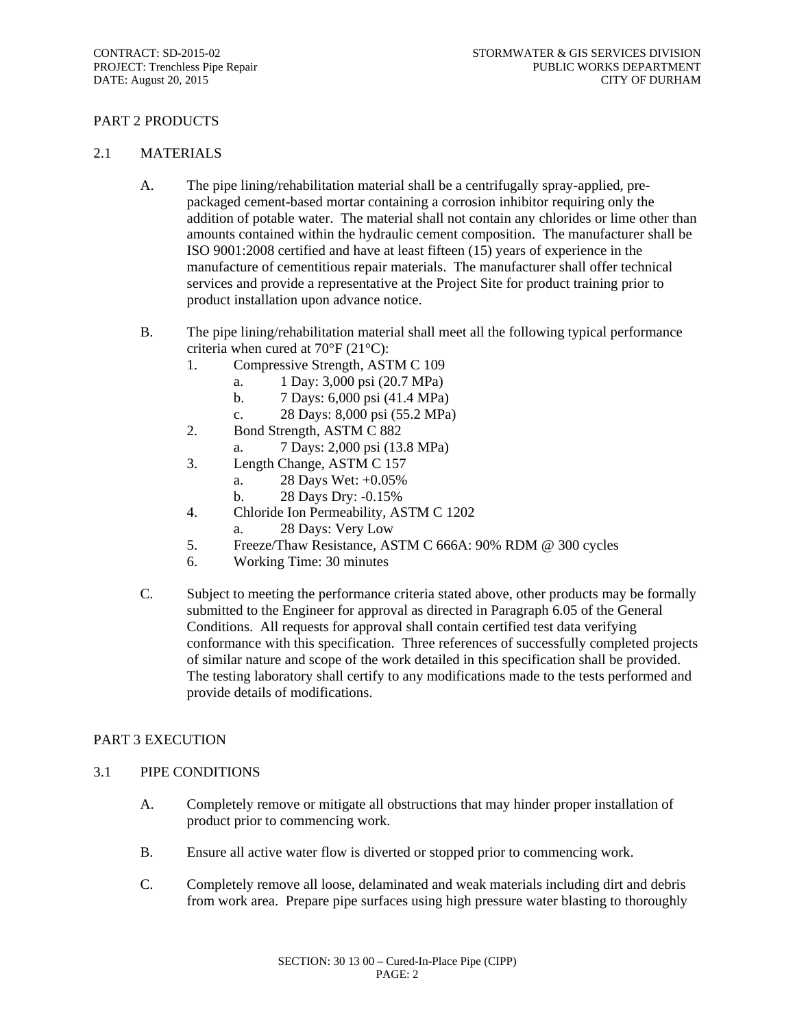## PART 2 PRODUCTS

### 2.1 MATERIALS

A. The pipe lining/rehabilitation material shall be a centrifugally spray-applied, pre-packaged cement-based mortar containing a corrosion inhibitor requiring only the addition of potable water. The material shall not contain any chlorides or lime other than amounts contained within the hydraulic cement composition. The manufacturer shall be ISO 9001:2008 certified and have at least fifteen (15) years of experience in the manufacture of cementitious repair materials. The manufacturer shall offer technical services and provide a representative at the Project Site for product training prior to product installation upon advance notice.

B. The pipe lining/rehabilitation material shall meet all the following typical performance criteria when cured at 70°F (21°C):

1. Compressive Strength, ASTM C 109
   a. 1 Day: 3,000 psi (20.7 MPa)
   b. 7 Days: 6,000 psi (41.4 MPa)
   c. 28 Days: 8,000 psi (55.2 MPa)
2. Bond Strength, ASTM C 882
   a. 7 Days: 2,000 psi (13.8 MPa)
3. Length Change, ASTM C 157
   a. 28 Days Wet: +0.05%
   b. 28 Days Dry: -0.15%
4. Chloride Ion Permeability, ASTM C 1202
   a. 28 Days: Very Low
5. Freeze/Thaw Resistance, ASTM C 666A: 90% RDM @ 300 cycles
6. Working Time: 30 minutes

C. Subject to meeting the performance criteria stated above, other products may be formally submitted to the Engineer for approval as directed in Paragraph 6.05 of the General Conditions. All requests for approval shall contain certified test data verifying conformance with this specification. Three references of successfully completed projects of similar nature and scope of the work detailed in this specification shall be provided. The testing laboratory shall certify to any modifications made to the tests performed and provide details of modifications.

## PART 3 EXECUTION

### 3.1 PIPE CONDITIONS

A. Completely remove or mitigate all obstructions that may hinder proper installation of product prior to commencing work.

B. Ensure all active water flow is diverted or stopped prior to commencing work.

C. Completely remove all loose, delaminated and weak materials including dirt and debris from work area. Prepare pipe surfaces using high pressure water blasting to thoroughly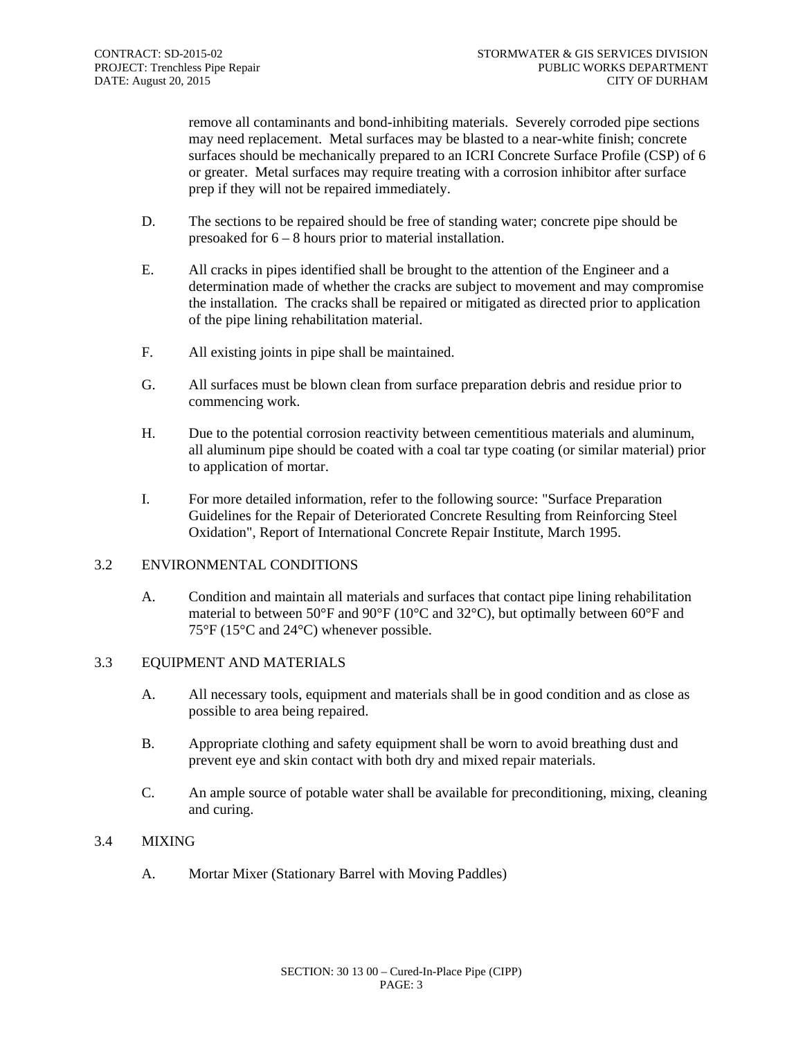remove all contaminants and bond-inhibiting materials. Severely corroded pipe sections may need replacement. Metal surfaces may be blasted to a near-white finish; concrete surfaces should be mechanically prepared to an ICRI Concrete Surface Profile (CSP) of 6 or greater. Metal surfaces may require treating with a corrosion inhibitor after surface prep if they will not be repaired immediately.

D. The sections to be repaired should be free of standing water; concrete pipe should be presoaked for 6 – 8 hours prior to material installation.

E. All cracks in pipes identified shall be brought to the attention of the Engineer and a determination made of whether the cracks are subject to movement and may compromise the installation. The cracks shall be repaired or mitigated as directed prior to application of the pipe lining rehabilitation material.

F. All existing joints in pipe shall be maintained.

G. All surfaces must be blown clean from surface preparation debris and residue prior to commencing work.

H. Due to the potential corrosion reactivity between cementitious materials and aluminum, all aluminum pipe should be coated with a coal tar type coating (or similar material) prior to application of mortar.

I. For more detailed information, refer to the following source: "Surface Preparation Guidelines for the Repair of Deteriorated Concrete Resulting from Reinforcing Steel Oxidation", Report of International Concrete Repair Institute, March 1995.

## 3.2 ENVIRONMENTAL CONDITIONS

A. Condition and maintain all materials and surfaces that contact pipe lining rehabilitation material to between 50°F and 90°F (10°C and 32°C), but optimally between 60°F and 75°F (15°C and 24°C) whenever possible.

## 3.3 EQUIPMENT AND MATERIALS

A. All necessary tools, equipment and materials shall be in good condition and as close as possible to area being repaired.

B. Appropriate clothing and safety equipment shall be worn to avoid breathing dust and prevent eye and skin contact with both dry and mixed repair materials.

C. An ample source of potable water shall be available for preconditioning, mixing, cleaning and curing.

## 3.4 MIXING

A. Mortar Mixer (Stationary Barrel with Moving Paddles)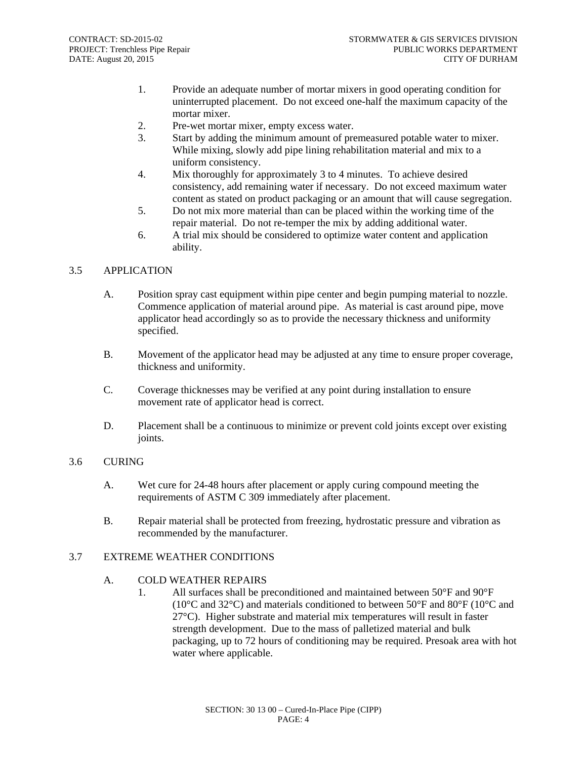1. Provide an adequate number of mortar mixers in good operating condition for uninterrupted placement. Do not exceed one-half the maximum capacity of the mortar mixer.
2. Pre-wet mortar mixer, empty excess water.
3. Start by adding the minimum amount of premeasured potable water to mixer. While mixing, slowly add pipe lining rehabilitation material and mix to a uniform consistency.
4. Mix thoroughly for approximately 3 to 4 minutes. To achieve desired consistency, add remaining water if necessary. Do not exceed maximum water content as stated on product packaging or an amount that will cause segregation.
5. Do not mix more material than can be placed within the working time of the repair material. Do not re-temper the mix by adding additional water.
6. A trial mix should be considered to optimize water content and application ability.

## 3.5 APPLICATION

A. Position spray cast equipment within pipe center and begin pumping material to nozzle. Commence application of material around pipe. As material is cast around pipe, move applicator head accordingly so as to provide the necessary thickness and uniformity specified.

B. Movement of the applicator head may be adjusted at any time to ensure proper coverage, thickness and uniformity.

C. Coverage thicknesses may be verified at any point during installation to ensure movement rate of applicator head is correct.

D. Placement shall be a continuous to minimize or prevent cold joints except over existing joints.

## 3.6 CURING

A. Wet cure for 24-48 hours after placement or apply curing compound meeting the requirements of ASTM C 309 immediately after placement.

B. Repair material shall be protected from freezing, hydrostatic pressure and vibration as recommended by the manufacturer.

## 3.7 EXTREME WEATHER CONDITIONS

A. COLD WEATHER REPAIRS
   1. All surfaces shall be preconditioned and maintained between 50°F and 90°F (10°C and 32°C) and materials conditioned to between 50°F and 80°F (10°C and 27°C). Higher substrate and material mix temperatures will result in faster strength development. Due to the mass of palletized material and bulk packaging, up to 72 hours of conditioning may be required. Presoak area with hot water where applicable.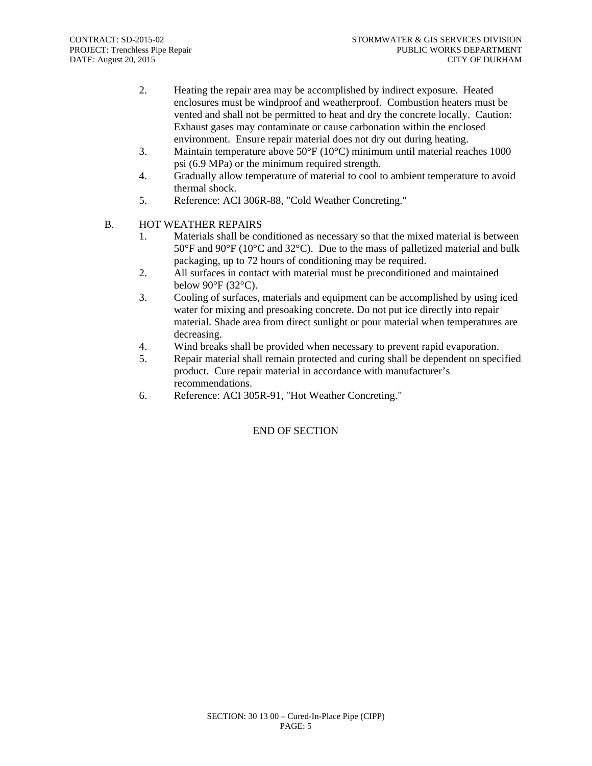2. Heating the repair area may be accomplished by indirect exposure. Heated enclosures must be windproof and weatherproof. Combustion heaters must be vented and shall not be permitted to heat and dry the concrete locally. Caution: Exhaust gases may contaminate or cause carbonation within the enclosed environment. Ensure repair material does not dry out during heating.
3. Maintain temperature above 50°F (10°C) minimum until material reaches 1000 psi (6.9 MPa) or the minimum required strength.
4. Gradually allow temperature of material to cool to ambient temperature to avoid thermal shock.
5. Reference: ACI 306R-88, "Cold Weather Concreting."

B. HOT WEATHER REPAIRS

1. Materials shall be conditioned as necessary so that the mixed material is between 50°F and 90°F (10°C and 32°C). Due to the mass of palletized material and bulk packaging, up to 72 hours of conditioning may be required.
2. All surfaces in contact with material must be preconditioned and maintained below 90°F (32°C).
3. Cooling of surfaces, materials and equipment can be accomplished by using iced water for mixing and presoaking concrete. Do not put ice directly into repair material. Shade area from direct sunlight or pour material when temperatures are decreasing.
4. Wind breaks shall be provided when necessary to prevent rapid evaporation.
5. Repair material shall remain protected and curing shall be dependent on specified product. Cure repair material in accordance with manufacturer's recommendations.
6. Reference: ACI 305R-91, "Hot Weather Concreting."

END OF SECTION